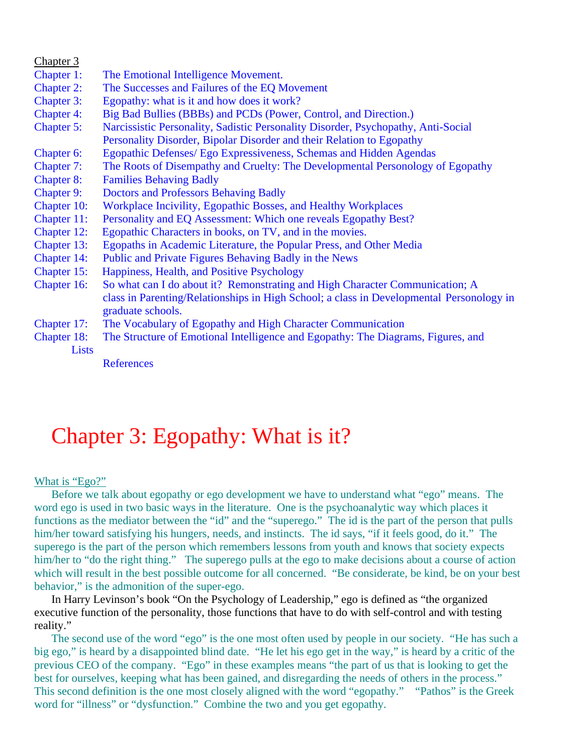Chapter 3

Chapter 1: The Emotional Intelligence Movement.
Chapter 2: The Successes and Failures of the EQ Movement
Chapter 3: Egopathy: what is it and how does it work?
Chapter 4: Big Bad Bullies (BBBs) and PCDs (Power, Control, and Direction.)
Chapter 5: Narcissistic Personality, Sadistic Personality Disorder, Psychopathy, Anti-Social Personality Disorder, Bipolar Disorder and their Relation to Egopathy
Chapter 6: Egopathic Defenses/ Ego Expressiveness, Schemas and Hidden Agendas
Chapter 7: The Roots of Disempathy and Cruelty: The Developmental Personology of Egopathy
Chapter 8: Families Behaving Badly
Chapter 9: Doctors and Professors Behaving Badly
Chapter 10: Workplace Incivility, Egopathic Bosses, and Healthy Workplaces
Chapter 11: Personality and EQ Assessment: Which one reveals Egopathy Best?
Chapter 12: Egopathic Characters in books, on TV, and in the movies.
Chapter 13: Egopaths in Academic Literature, the Popular Press, and Other Media
Chapter 14: Public and Private Figures Behaving Badly in the News
Chapter 15: Happiness, Health, and Positive Psychology
Chapter 16: So what can I do about it? Remonstrating and High Character Communication; A class in Parenting/Relationships in High School; a class in Developmental Personology in graduate schools.
Chapter 17: The Vocabulary of Egopathy and High Character Communication
Chapter 18: The Structure of Emotional Intelligence and Egopathy: The Diagrams, Figures, and Lists
References

# Chapter 3: Egopathy: What is it?

What is "Ego?"

Before we talk about egopathy or ego development we have to understand what "ego" means. The word ego is used in two basic ways in the literature. One is the psychoanalytic way which places it functions as the mediator between the "id" and the "superego." The id is the part of the person that pulls him/her toward satisfying his hungers, needs, and instincts. The id says, "if it feels good, do it." The superego is the part of the person which remembers lessons from youth and knows that society expects him/her to "do the right thing." The superego pulls at the ego to make decisions about a course of action which will result in the best possible outcome for all concerned. "Be considerate, be kind, be on your best behavior," is the admonition of the super-ego.

In Harry Levinson's book "On the Psychology of Leadership," ego is defined as "the organized executive function of the personality, those functions that have to do with self-control and with testing reality."

The second use of the word "ego" is the one most often used by people in our society. "He has such a big ego," is heard by a disappointed blind date. "He let his ego get in the way," is heard by a critic of the previous CEO of the company. "Ego" in these examples means "the part of us that is looking to get the best for ourselves, keeping what has been gained, and disregarding the needs of others in the process." This second definition is the one most closely aligned with the word "egopathy." "Pathos" is the Greek word for "illness" or "dysfunction." Combine the two and you get egopathy.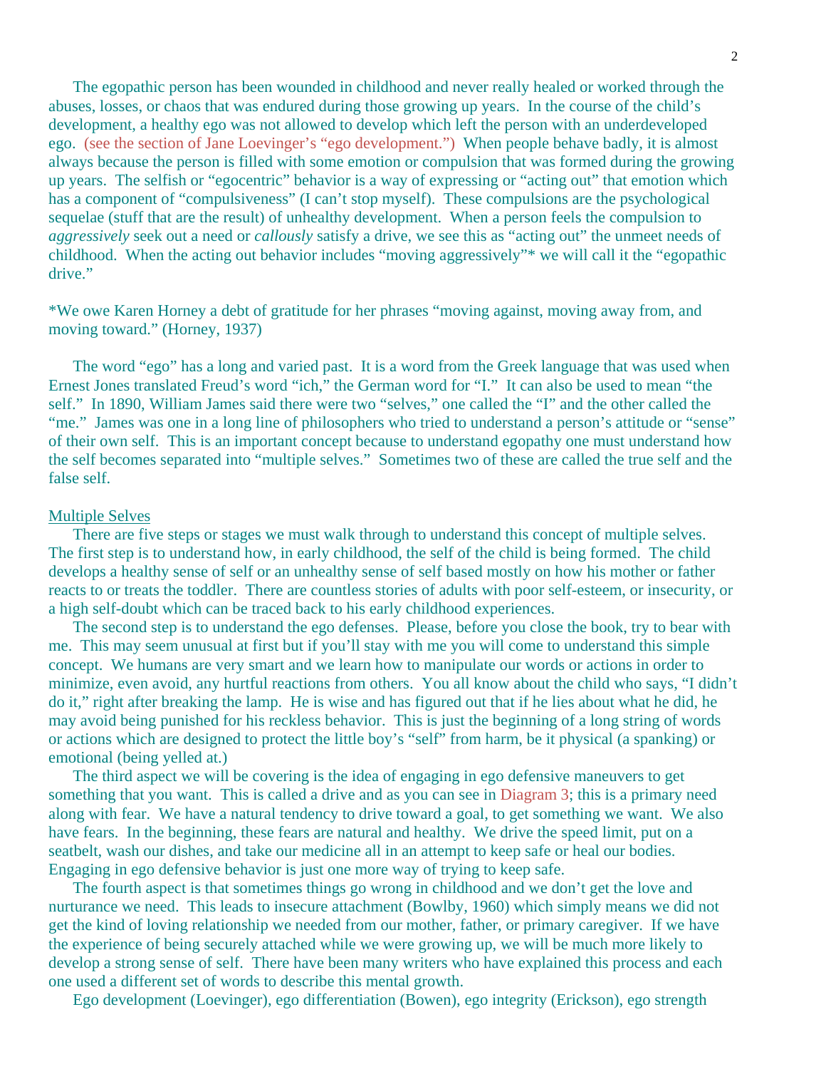The egopathic person has been wounded in childhood and never really healed or worked through the abuses, losses, or chaos that was endured during those growing up years. In the course of the child's development, a healthy ego was not allowed to develop which left the person with an underdeveloped ego. (see the section of Jane Loevinger's "ego development.") When people behave badly, it is almost always because the person is filled with some emotion or compulsion that was formed during the growing up years. The selfish or "egocentric" behavior is a way of expressing or "acting out" that emotion which has a component of "compulsiveness" (I can't stop myself). These compulsions are the psychological sequelae (stuff that are the result) of unhealthy development. When a person feels the compulsion to *aggressively* seek out a need or *callously* satisfy a drive, we see this as "acting out" the unmeet needs of childhood. When the acting out behavior includes "moving aggressively"* we will call it the "egopathic drive."

*We owe Karen Horney a debt of gratitude for her phrases "moving against, moving away from, and moving toward." (Horney, 1937)

The word "ego" has a long and varied past. It is a word from the Greek language that was used when Ernest Jones translated Freud's word "ich," the German word for "I." It can also be used to mean "the self." In 1890, William James said there were two "selves," one called the "I" and the other called the "me." James was one in a long line of philosophers who tried to understand a person's attitude or "sense" of their own self. This is an important concept because to understand egopathy one must understand how the self becomes separated into "multiple selves." Sometimes two of these are called the true self and the false self.

<u>Multiple Selves</u>

There are five steps or stages we must walk through to understand this concept of multiple selves. The first step is to understand how, in early childhood, the self of the child is being formed. The child develops a healthy sense of self or an unhealthy sense of self based mostly on how his mother or father reacts to or treats the toddler. There are countless stories of adults with poor self-esteem, or insecurity, or a high self-doubt which can be traced back to his early childhood experiences.

The second step is to understand the ego defenses. Please, before you close the book, try to bear with me. This may seem unusual at first but if you'll stay with me you will come to understand this simple concept. We humans are very smart and we learn how to manipulate our words or actions in order to minimize, even avoid, any hurtful reactions from others. You all know about the child who says, "I didn't do it," right after breaking the lamp. He is wise and has figured out that if he lies about what he did, he may avoid being punished for his reckless behavior. This is just the beginning of a long string of words or actions which are designed to protect the little boy's "self" from harm, be it physical (a spanking) or emotional (being yelled at.)

The third aspect we will be covering is the idea of engaging in ego defensive maneuvers to get something that you want. This is called a drive and as you can see in Diagram 3; this is a primary need along with fear. We have a natural tendency to drive toward a goal, to get something we want. We also have fears. In the beginning, these fears are natural and healthy. We drive the speed limit, put on a seatbelt, wash our dishes, and take our medicine all in an attempt to keep safe or heal our bodies. Engaging in ego defensive behavior is just one more way of trying to keep safe.

The fourth aspect is that sometimes things go wrong in childhood and we don't get the love and nurturance we need. This leads to insecure attachment (Bowlby, 1960) which simply means we did not get the kind of loving relationship we needed from our mother, father, or primary caregiver. If we have the experience of being securely attached while we were growing up, we will be much more likely to develop a strong sense of self. There have been many writers who have explained this process and each one used a different set of words to describe this mental growth.

Ego development (Loevinger), ego differentiation (Bowen), ego integrity (Erickson), ego strength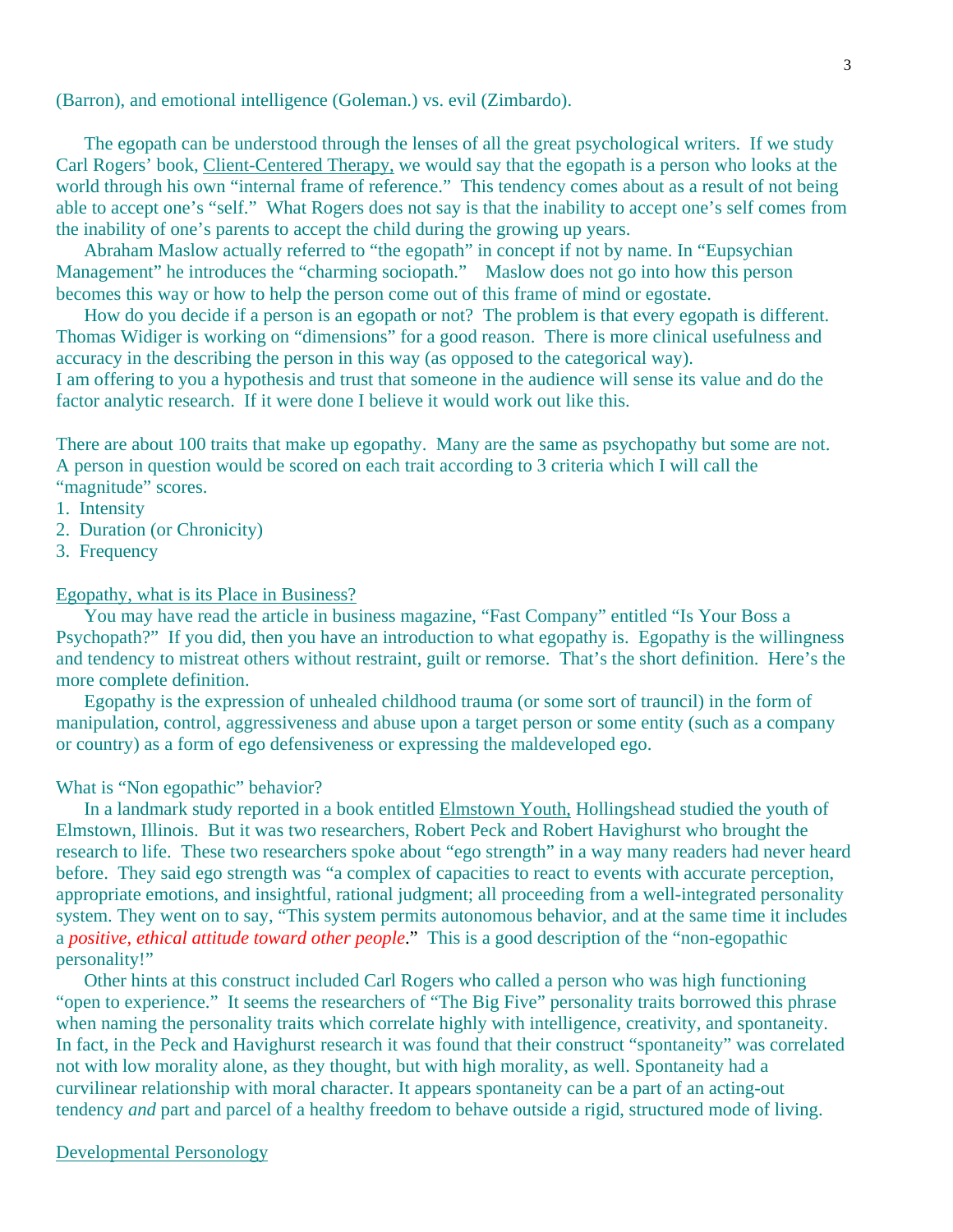(Barron), and emotional intelligence (Goleman.) vs. evil (Zimbardo).

The egopath can be understood through the lenses of all the great psychological writers. If we study Carl Rogers' book, Client-Centered Therapy, we would say that the egopath is a person who looks at the world through his own "internal frame of reference." This tendency comes about as a result of not being able to accept one's "self." What Rogers does not say is that the inability to accept one's self comes from the inability of one's parents to accept the child during the growing up years.

Abraham Maslow actually referred to "the egopath" in concept if not by name. In "Eupsychian Management" he introduces the "charming sociopath." Maslow does not go into how this person becomes this way or how to help the person come out of this frame of mind or egostate.

How do you decide if a person is an egopath or not? The problem is that every egopath is different. Thomas Widiger is working on "dimensions" for a good reason. There is more clinical usefulness and accuracy in the describing the person in this way (as opposed to the categorical way).
I am offering to you a hypothesis and trust that someone in the audience will sense its value and do the factor analytic research. If it were done I believe it would work out like this.

There are about 100 traits that make up egopathy. Many are the same as psychopathy but some are not. A person in question would be scored on each trait according to 3 criteria which I will call the "magnitude" scores.

1. Intensity
2. Duration (or Chronicity)
3. Frequency

## Egopathy, what is its Place in Business?

You may have read the article in business magazine, "Fast Company" entitled "Is Your Boss a Psychopath?" If you did, then you have an introduction to what egopathy is. Egopathy is the willingness and tendency to mistreat others without restraint, guilt or remorse. That's the short definition. Here's the more complete definition.

Egopathy is the expression of unhealed childhood trauma (or some sort of trauncil) in the form of manipulation, control, aggressiveness and abuse upon a target person or some entity (such as a company or country) as a form of ego defensiveness or expressing the maldeveloped ego.

## What is "Non egopathic" behavior?

In a landmark study reported in a book entitled Elmstown Youth, Hollingshead studied the youth of Elmstown, Illinois. But it was two researchers, Robert Peck and Robert Havighurst who brought the research to life. These two researchers spoke about "ego strength" in a way many readers had never heard before. They said ego strength was "a complex of capacities to react to events with accurate perception, appropriate emotions, and insightful, rational judgment; all proceeding from a well-integrated personality system. They went on to say, "This system permits autonomous behavior, and at the same time it includes a *positive, ethical attitude toward other people*." This is a good description of the "non-egopathic personality!"

Other hints at this construct included Carl Rogers who called a person who was high functioning "open to experience." It seems the researchers of "The Big Five" personality traits borrowed this phrase when naming the personality traits which correlate highly with intelligence, creativity, and spontaneity. In fact, in the Peck and Havighurst research it was found that their construct "spontaneity" was correlated not with low morality alone, as they thought, but with high morality, as well. Spontaneity had a curvilinear relationship with moral character. It appears spontaneity can be a part of an acting-out tendency *and* part and parcel of a healthy freedom to behave outside a rigid, structured mode of living.

## Developmental Personology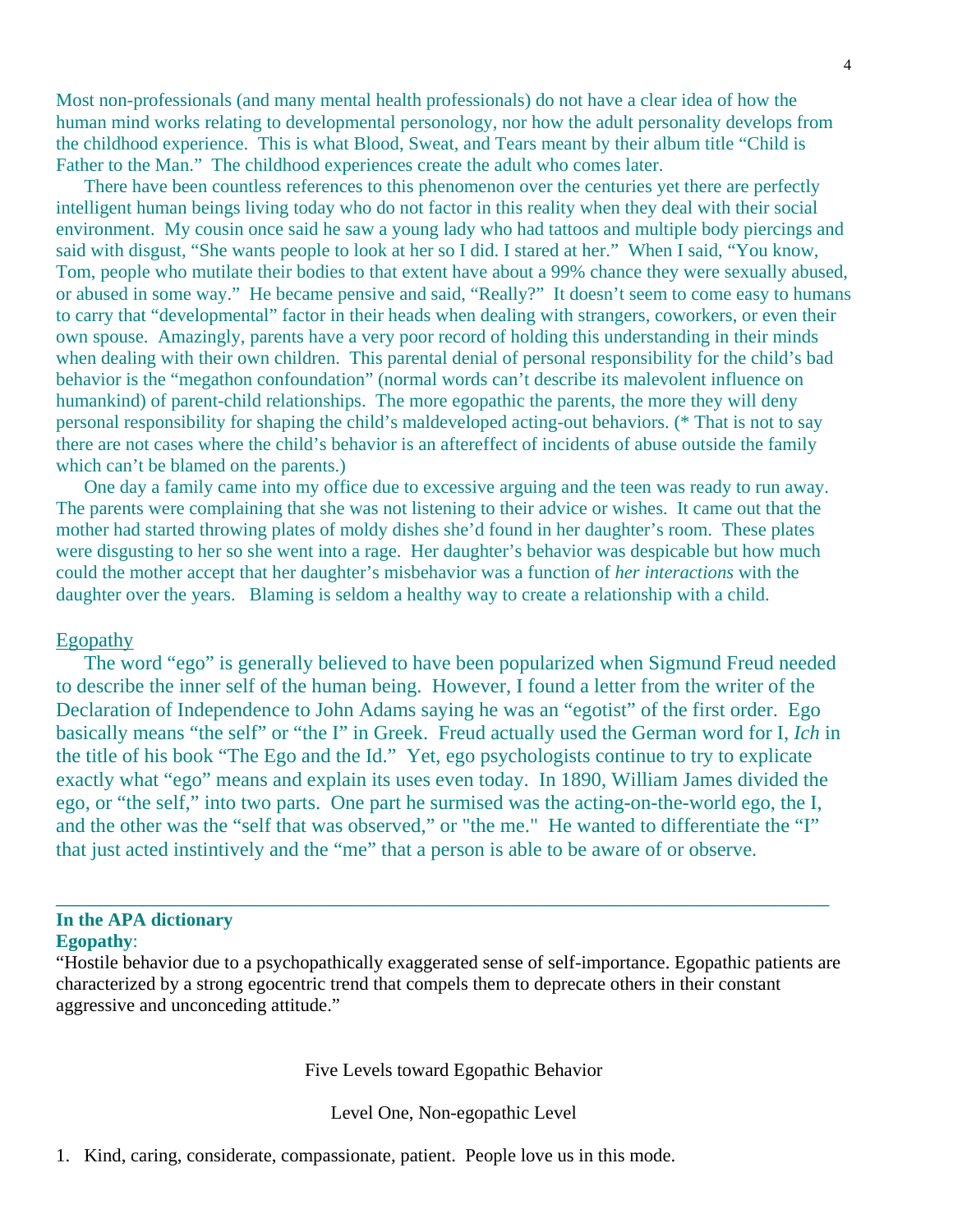Most non-professionals (and many mental health professionals) do not have a clear idea of how the human mind works relating to developmental personology, nor how the adult personality develops from the childhood experience. This is what Blood, Sweat, and Tears meant by their album title "Child is Father to the Man." The childhood experiences create the adult who comes later.

There have been countless references to this phenomenon over the centuries yet there are perfectly intelligent human beings living today who do not factor in this reality when they deal with their social environment. My cousin once said he saw a young lady who had tattoos and multiple body piercings and said with disgust, "She wants people to look at her so I did. I stared at her." When I said, "You know, Tom, people who mutilate their bodies to that extent have about a 99% chance they were sexually abused, or abused in some way." He became pensive and said, "Really?" It doesn't seem to come easy to humans to carry that "developmental" factor in their heads when dealing with strangers, coworkers, or even their own spouse. Amazingly, parents have a very poor record of holding this understanding in their minds when dealing with their own children. This parental denial of personal responsibility for the child's bad behavior is the "megathon confoundation" (normal words can't describe its malevolent influence on humankind) of parent-child relationships. The more egopathic the parents, the more they will deny personal responsibility for shaping the child's maldeveloped acting-out behaviors. (* That is not to say there are not cases where the child's behavior is an aftereffect of incidents of abuse outside the family which can't be blamed on the parents.)

One day a family came into my office due to excessive arguing and the teen was ready to run away. The parents were complaining that she was not listening to their advice or wishes. It came out that the mother had started throwing plates of moldy dishes she'd found in her daughter's room. These plates were disgusting to her so she went into a rage. Her daughter's behavior was despicable but how much could the mother accept that her daughter's misbehavior was a function of *her interactions* with the daughter over the years. Blaming is seldom a healthy way to create a relationship with a child.

## Egopathy

The word "ego" is generally believed to have been popularized when Sigmund Freud needed to describe the inner self of the human being. However, I found a letter from the writer of the Declaration of Independence to John Adams saying he was an "egotist" of the first order. Ego basically means "the self" or "the I" in Greek. Freud actually used the German word for I, *Ich* in the title of his book "The Ego and the Id." Yet, ego psychologists continue to try to explicate exactly what "ego" means and explain its uses even today. In 1890, William James divided the ego, or "the self," into two parts. One part he surmised was the acting-on-the-world ego, the I, and the other was the "self that was observed," or "the me." He wanted to differentiate the "I" that just acted instinctively and the "me" that a person is able to be aware of or observe.

---

**In the APA dictionary**
**Egopathy**:
"Hostile behavior due to a psychopathically exaggerated sense of self-importance. Egopathic patients are characterized by a strong egocentric trend that compels them to deprecate others in their constant aggressive and unconceding attitude."

### Five Levels toward Egopathic Behavior

#### Level One, Non-egopathic Level

1. Kind, caring, considerate, compassionate, patient. People love us in this mode.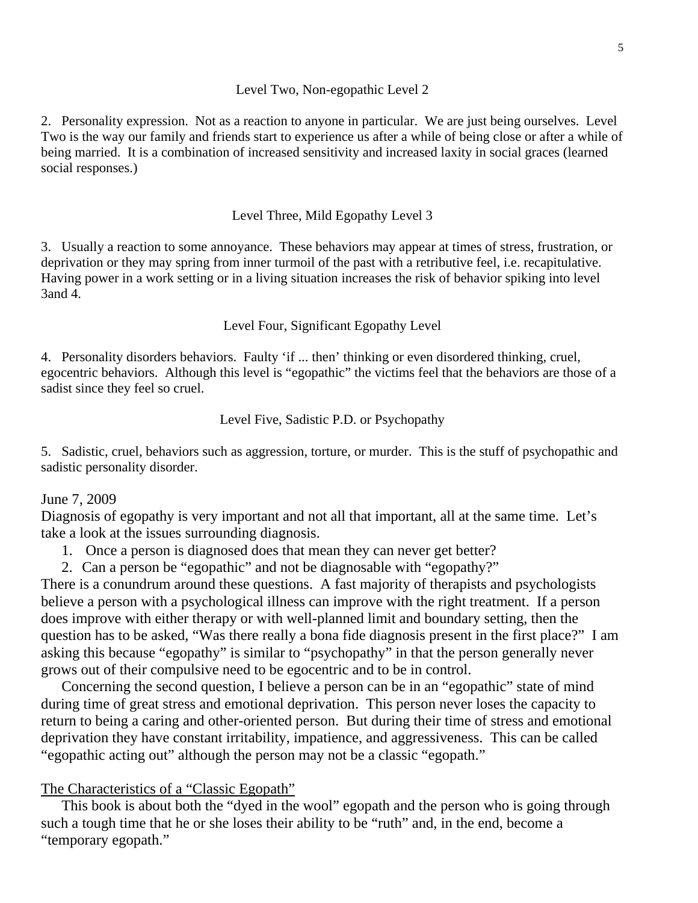Level Two, Non-egopathic Level 2

2. Personality expression. Not as a reaction to anyone in particular. We are just being ourselves. Level Two is the way our family and friends start to experience us after a while of being close or after a while of being married. It is a combination of increased sensitivity and increased laxity in social graces (learned social responses.)

Level Three, Mild Egopathy Level 3

3. Usually a reaction to some annoyance. These behaviors may appear at times of stress, frustration, or deprivation or they may spring from inner turmoil of the past with a retributive feel, i.e. recapitulative. Having power in a work setting or in a living situation increases the risk of behavior spiking into level 3and 4.

Level Four, Significant Egopathy Level

4. Personality disorders behaviors. Faulty 'if ... then' thinking or even disordered thinking, cruel, egocentric behaviors. Although this level is "egopathic" the victims feel that the behaviors are those of a sadist since they feel so cruel.

Level Five, Sadistic P.D. or Psychopathy

5. Sadistic, cruel, behaviors such as aggression, torture, or murder. This is the stuff of psychopathic and sadistic personality disorder.

June 7, 2009

Diagnosis of egopathy is very important and not all that important, all at the same time. Let's take a look at the issues surrounding diagnosis.

1. Once a person is diagnosed does that mean they can never get better?
2. Can a person be "egopathic" and not be diagnosable with "egopathy?"

There is a conundrum around these questions. A fast majority of therapists and psychologists believe a person with a psychological illness can improve with the right treatment. If a person does improve with either therapy or with well-planned limit and boundary setting, then the question has to be asked, "Was there really a bona fide diagnosis present in the first place?" I am asking this because "egopathy" is similar to "psychopathy" in that the person generally never grows out of their compulsive need to be egocentric and to be in control.

Concerning the second question, I believe a person can be in an "egopathic" state of mind during time of great stress and emotional deprivation. This person never loses the capacity to return to being a caring and other-oriented person. But during their time of stress and emotional deprivation they have constant irritability, impatience, and aggressiveness. This can be called "egopathic acting out" although the person may not be a classic "egopath."

The Characteristics of a "Classic Egopath"

This book is about both the "dyed in the wool" egopath and the person who is going through such a tough time that he or she loses their ability to be "ruth" and, in the end, become a "temporary egopath."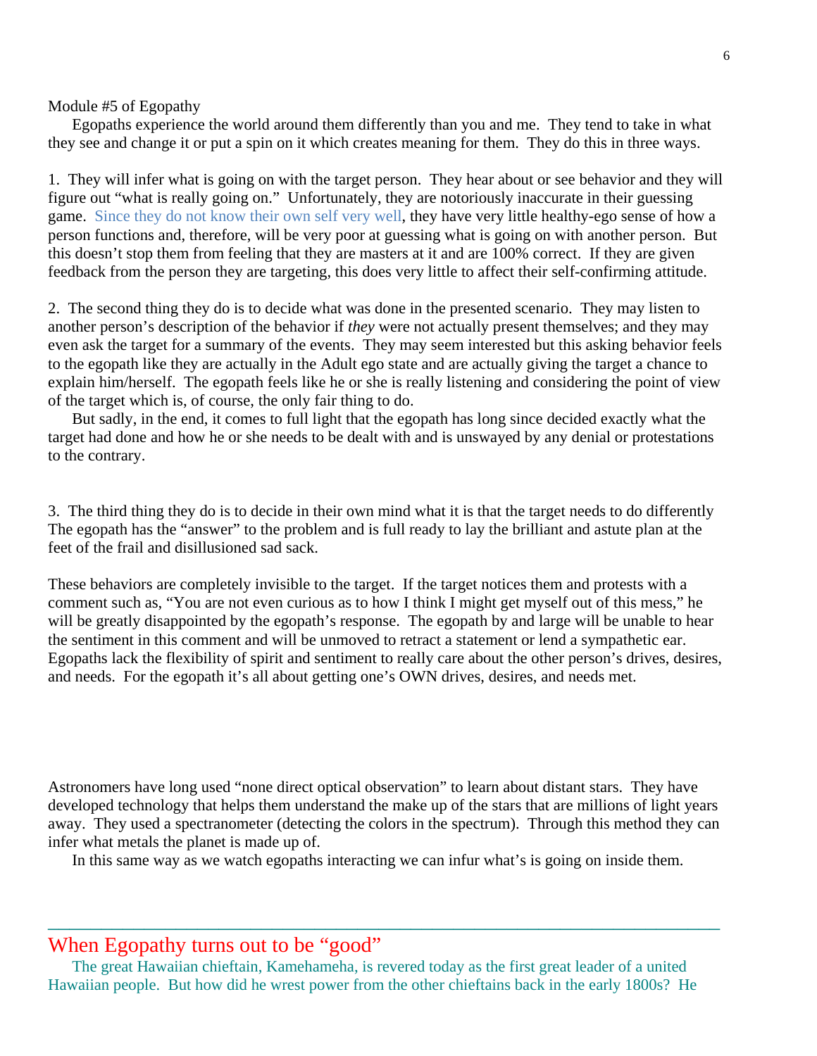Module #5 of Egopathy

Egopaths experience the world around them differently than you and me. They tend to take in what they see and change it or put a spin on it which creates meaning for them. They do this in three ways.

1. They will infer what is going on with the target person. They hear about or see behavior and they will figure out "what is really going on." Unfortunately, they are notoriously inaccurate in their guessing game. Since they do not know their own self very well, they have very little healthy-ego sense of how a person functions and, therefore, will be very poor at guessing what is going on with another person. But this doesn't stop them from feeling that they are masters at it and are 100% correct. If they are given feedback from the person they are targeting, this does very little to affect their self-confirming attitude.

2. The second thing they do is to decide what was done in the presented scenario. They may listen to another person's description of the behavior if *they* were not actually present themselves; and they may even ask the target for a summary of the events. They may seem interested but this asking behavior feels to the egopath like they are actually in the Adult ego state and are actually giving the target a chance to explain him/herself. The egopath feels like he or she is really listening and considering the point of view of the target which is, of course, the only fair thing to do.

But sadly, in the end, it comes to full light that the egopath has long since decided exactly what the target had done and how he or she needs to be dealt with and is unswayed by any denial or protestations to the contrary.

3. The third thing they do is to decide in their own mind what it is that the target needs to do differently The egopath has the "answer" to the problem and is full ready to lay the brilliant and astute plan at the feet of the frail and disillusioned sad sack.

These behaviors are completely invisible to the target. If the target notices them and protests with a comment such as, "You are not even curious as to how I think I might get myself out of this mess," he will be greatly disappointed by the egopath's response. The egopath by and large will be unable to hear the sentiment in this comment and will be unmoved to retract a statement or lend a sympathetic ear. Egopaths lack the flexibility of spirit and sentiment to really care about the other person's drives, desires, and needs. For the egopath it's all about getting one's OWN drives, desires, and needs met.

Astronomers have long used "none direct optical observation" to learn about distant stars. They have developed technology that helps them understand the make up of the stars that are millions of light years away. They used a spectranometer (detecting the colors in the spectrum). Through this method they can infer what metals the planet is made up of.

In this same way as we watch egopaths interacting we can infur what's is going on inside them.

---

## When Egopathy turns out to be "good"

The great Hawaiian chieftain, Kamehameha, is revered today as the first great leader of a united Hawaiian people. But how did he wrest power from the other chieftains back in the early 1800s? He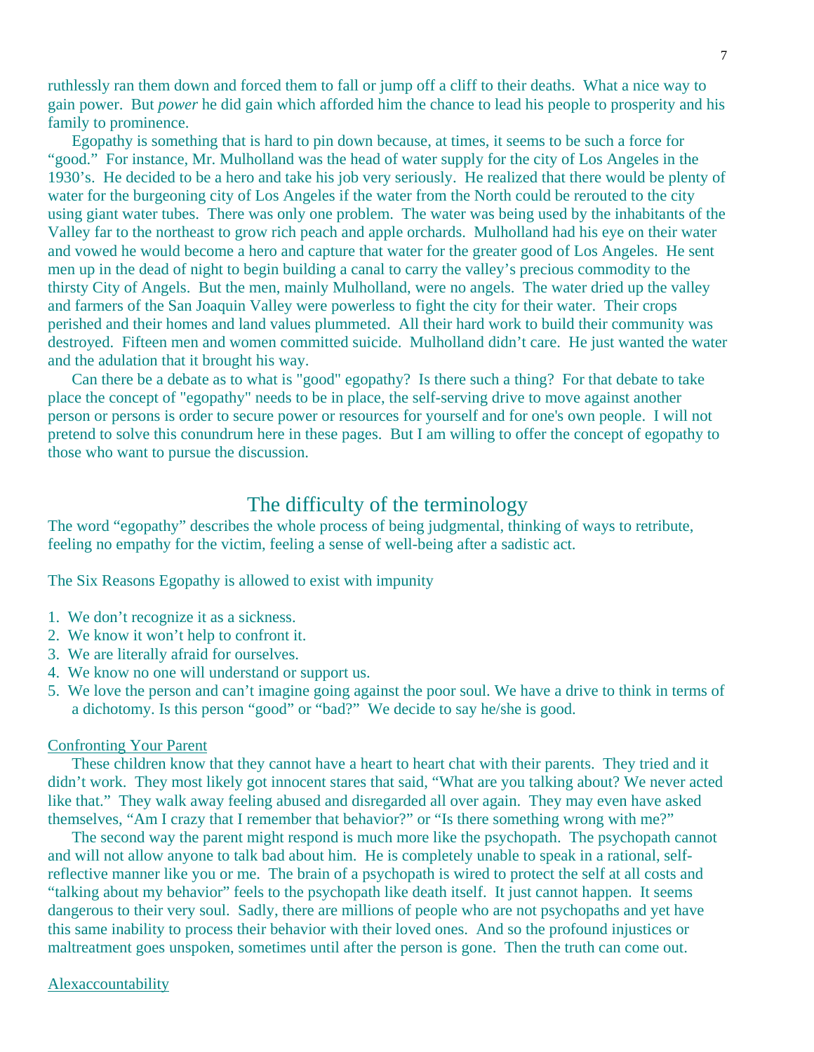ruthlessly ran them down and forced them to fall or jump off a cliff to their deaths. What a nice way to gain power. But *power* he did gain which afforded him the chance to lead his people to prosperity and his family to prominence.

Egopathy is something that is hard to pin down because, at times, it seems to be such a force for "good." For instance, Mr. Mulholland was the head of water supply for the city of Los Angeles in the 1930's. He decided to be a hero and take his job very seriously. He realized that there would be plenty of water for the burgeoning city of Los Angeles if the water from the North could be rerouted to the city using giant water tubes. There was only one problem. The water was being used by the inhabitants of the Valley far to the northeast to grow rich peach and apple orchards. Mulholland had his eye on their water and vowed he would become a hero and capture that water for the greater good of Los Angeles. He sent men up in the dead of night to begin building a canal to carry the valley's precious commodity to the thirsty City of Angels. But the men, mainly Mulholland, were no angels. The water dried up the valley and farmers of the San Joaquin Valley were powerless to fight the city for their water. Their crops perished and their homes and land values plummeted. All their hard work to build their community was destroyed. Fifteen men and women committed suicide. Mulholland didn't care. He just wanted the water and the adulation that it brought his way.

Can there be a debate as to what is "good" egopathy? Is there such a thing? For that debate to take place the concept of "egopathy" needs to be in place, the self-serving drive to move against another person or persons is order to secure power or resources for yourself and for one's own people. I will not pretend to solve this conundrum here in these pages. But I am willing to offer the concept of egopathy to those who want to pursue the discussion.

## The difficulty of the terminology

The word "egopathy" describes the whole process of being judgmental, thinking of ways to retribute, feeling no empathy for the victim, feeling a sense of well-being after a sadistic act.

The Six Reasons Egopathy is allowed to exist with impunity

1. We don't recognize it as a sickness.
2. We know it won't help to confront it.
3. We are literally afraid for ourselves.
4. We know no one will understand or support us.
5. We love the person and can't imagine going against the poor soul. We have a drive to think in terms of a dichotomy. Is this person "good" or "bad?" We decide to say he/she is good.

<u>Confronting Your Parent</u>

These children know that they cannot have a heart to heart chat with their parents. They tried and it didn't work. They most likely got innocent stares that said, "What are you talking about? We never acted like that." They walk away feeling abused and disregarded all over again. They may even have asked themselves, "Am I crazy that I remember that behavior?" or "Is there something wrong with me?"

The second way the parent might respond is much more like the psychopath. The psychopath cannot and will not allow anyone to talk bad about him. He is completely unable to speak in a rational, self-reflective manner like you or me. The brain of a psychopath is wired to protect the self at all costs and "talking about my behavior" feels to the psychopath like death itself. It just cannot happen. It seems dangerous to their very soul. Sadly, there are millions of people who are not psychopaths and yet have this same inability to process their behavior with their loved ones. And so the profound injustices or maltreatment goes unspoken, sometimes until after the person is gone. Then the truth can come out.

<u>Alexaccountability</u>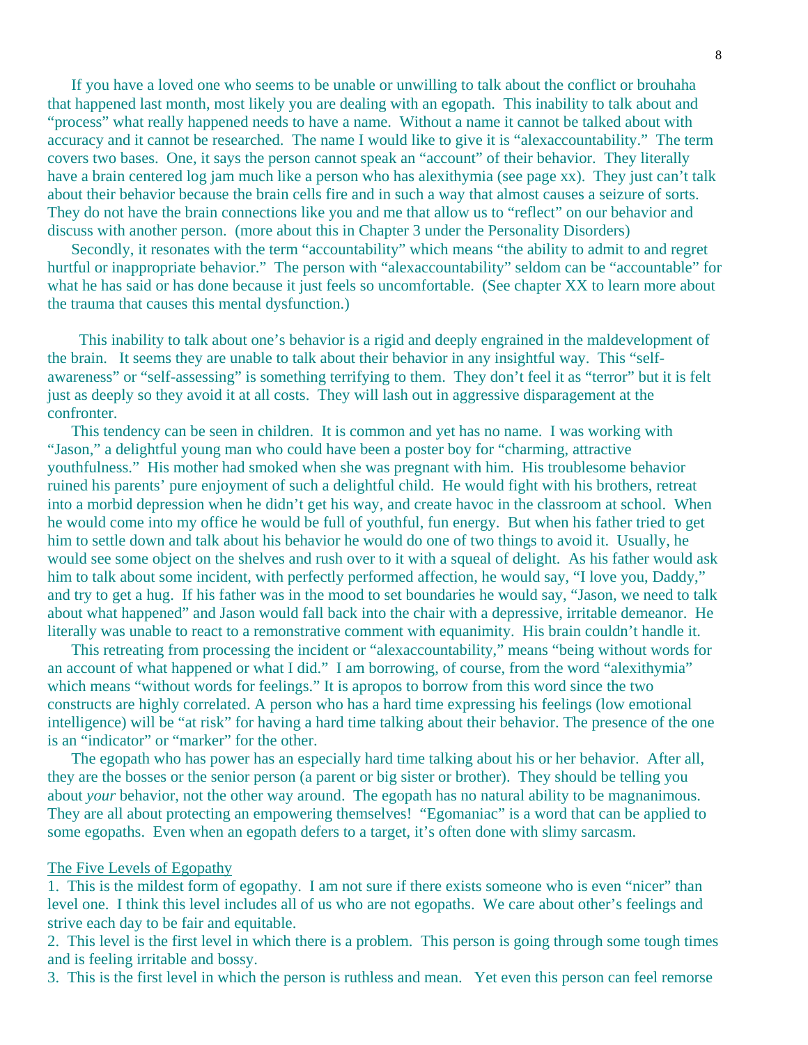If you have a loved one who seems to be unable or unwilling to talk about the conflict or brouhaha that happened last month, most likely you are dealing with an egopath. This inability to talk about and "process" what really happened needs to have a name. Without a name it cannot be talked about with accuracy and it cannot be researched. The name I would like to give it is "alexaccountability." The term covers two bases. One, it says the person cannot speak an "account" of their behavior. They literally have a brain centered log jam much like a person who has alexithymia (see page xx). They just can't talk about their behavior because the brain cells fire and in such a way that almost causes a seizure of sorts. They do not have the brain connections like you and me that allow us to "reflect" on our behavior and discuss with another person. (more about this in Chapter 3 under the Personality Disorders)

Secondly, it resonates with the term "accountability" which means "the ability to admit to and regret hurtful or inappropriate behavior." The person with "alexaccountability" seldom can be "accountable" for what he has said or has done because it just feels so uncomfortable. (See chapter XX to learn more about the trauma that causes this mental dysfunction.)

This inability to talk about one's behavior is a rigid and deeply engrained in the maldevelopment of the brain. It seems they are unable to talk about their behavior in any insightful way. This "self-awareness" or "self-assessing" is something terrifying to them. They don't feel it as "terror" but it is felt just as deeply so they avoid it at all costs. They will lash out in aggressive disparagement at the confronter.

This tendency can be seen in children. It is common and yet has no name. I was working with "Jason," a delightful young man who could have been a poster boy for "charming, attractive youthfulness." His mother had smoked when she was pregnant with him. His troublesome behavior ruined his parents' pure enjoyment of such a delightful child. He would fight with his brothers, retreat into a morbid depression when he didn't get his way, and create havoc in the classroom at school. When he would come into my office he would be full of youthful, fun energy. But when his father tried to get him to settle down and talk about his behavior he would do one of two things to avoid it. Usually, he would see some object on the shelves and rush over to it with a squeal of delight. As his father would ask him to talk about some incident, with perfectly performed affection, he would say, "I love you, Daddy," and try to get a hug. If his father was in the mood to set boundaries he would say, "Jason, we need to talk about what happened" and Jason would fall back into the chair with a depressive, irritable demeanor. He literally was unable to react to a remonstrative comment with equanimity. His brain couldn't handle it.

This retreating from processing the incident or "alexaccountability," means "being without words for an account of what happened or what I did." I am borrowing, of course, from the word "alexithymia" which means "without words for feelings." It is apropos to borrow from this word since the two constructs are highly correlated. A person who has a hard time expressing his feelings (low emotional intelligence) will be "at risk" for having a hard time talking about their behavior. The presence of the one is an "indicator" or "marker" for the other.

The egopath who has power has an especially hard time talking about his or her behavior. After all, they are the bosses or the senior person (a parent or big sister or brother). They should be telling you about *your* behavior, not the other way around. The egopath has no natural ability to be magnanimous. They are all about protecting an empowering themselves! "Egomaniac" is a word that can be applied to some egopaths. Even when an egopath defers to a target, it's often done with slimy sarcasm.

<u>The Five Levels of Egopathy</u>

1. This is the mildest form of egopathy. I am not sure if there exists someone who is even "nicer" than level one. I think this level includes all of us who are not egopaths. We care about other's feelings and strive each day to be fair and equitable.
2. This level is the first level in which there is a problem. This person is going through some tough times and is feeling irritable and bossy.
3. This is the first level in which the person is ruthless and mean. Yet even this person can feel remorse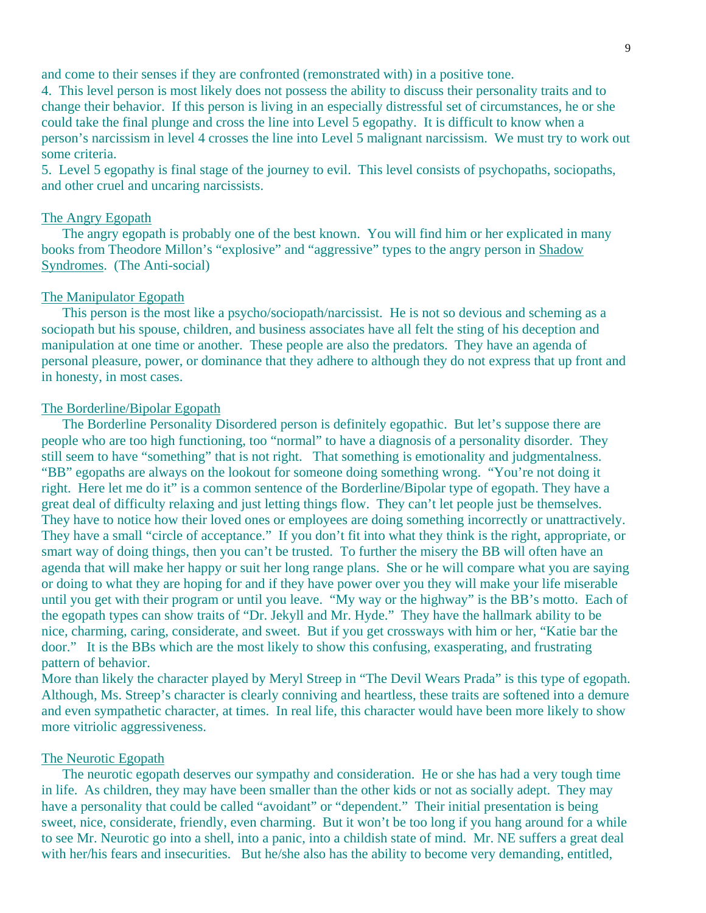and come to their senses if they are confronted (remonstrated with) in a positive tone.

4. This level person is most likely does not possess the ability to discuss their personality traits and to change their behavior. If this person is living in an especially distressful set of circumstances, he or she could take the final plunge and cross the line into Level 5 egopathy. It is difficult to know when a person's narcissism in level 4 crosses the line into Level 5 malignant narcissism. We must try to work out some criteria.

5. Level 5 egopathy is final stage of the journey to evil. This level consists of psychopaths, sociopaths, and other cruel and uncaring narcissists.

## The Angry Egopath

The angry egopath is probably one of the best known. You will find him or her explicated in many books from Theodore Millon's "explosive" and "aggressive" types to the angry person in Shadow Syndromes. (The Anti-social)

## The Manipulator Egopath

This person is the most like a psycho/sociopath/narcissist. He is not so devious and scheming as a sociopath but his spouse, children, and business associates have all felt the sting of his deception and manipulation at one time or another. These people are also the predators. They have an agenda of personal pleasure, power, or dominance that they adhere to although they do not express that up front and in honesty, in most cases.

## The Borderline/Bipolar Egopath

The Borderline Personality Disordered person is definitely egopathic. But let's suppose there are people who are too high functioning, too "normal" to have a diagnosis of a personality disorder. They still seem to have "something" that is not right. That something is emotionality and judgmentalness. "BB" egopaths are always on the lookout for someone doing something wrong. "You're not doing it right. Here let me do it" is a common sentence of the Borderline/Bipolar type of egopath. They have a great deal of difficulty relaxing and just letting things flow. They can't let people just be themselves. They have to notice how their loved ones or employees are doing something incorrectly or unattractively. They have a small "circle of acceptance." If you don't fit into what they think is the right, appropriate, or smart way of doing things, then you can't be trusted. To further the misery the BB will often have an agenda that will make her happy or suit her long range plans. She or he will compare what you are saying or doing to what they are hoping for and if they have power over you they will make your life miserable until you get with their program or until you leave. "My way or the highway" is the BB's motto. Each of the egopath types can show traits of "Dr. Jekyll and Mr. Hyde." They have the hallmark ability to be nice, charming, caring, considerate, and sweet. But if you get crossways with him or her, "Katie bar the door." It is the BBs which are the most likely to show this confusing, exasperating, and frustrating pattern of behavior.

More than likely the character played by Meryl Streep in "The Devil Wears Prada" is this type of egopath. Although, Ms. Streep's character is clearly conniving and heartless, these traits are softened into a demure and even sympathetic character, at times. In real life, this character would have been more likely to show more vitriolic aggressiveness.

## The Neurotic Egopath

The neurotic egopath deserves our sympathy and consideration. He or she has had a very tough time in life. As children, they may have been smaller than the other kids or not as socially adept. They may have a personality that could be called "avoidant" or "dependent." Their initial presentation is being sweet, nice, considerate, friendly, even charming. But it won't be too long if you hang around for a while to see Mr. Neurotic go into a shell, into a panic, into a childish state of mind. Mr. NE suffers a great deal with her/his fears and insecurities. But he/she also has the ability to become very demanding, entitled,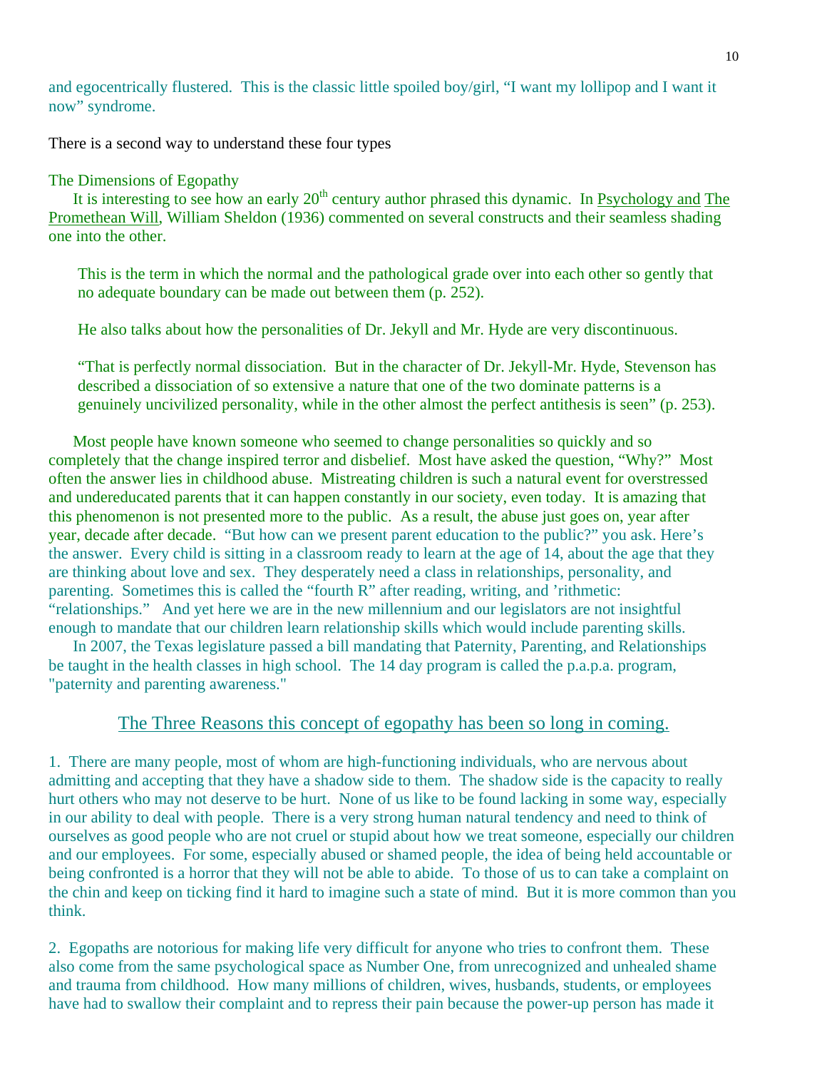and egocentrically flustered. This is the classic little spoiled boy/girl, "I want my lollipop and I want it now" syndrome.

There is a second way to understand these four types

The Dimensions of Egopathy

It is interesting to see how an early 20th century author phrased this dynamic. In Psychology and The Promethean Will, William Sheldon (1936) commented on several constructs and their seamless shading one into the other.

> This is the term in which the normal and the pathological grade over into each other so gently that no adequate boundary can be made out between them (p. 252).
>
> He also talks about how the personalities of Dr. Jekyll and Mr. Hyde are very discontinuous.
>
> "That is perfectly normal dissociation. But in the character of Dr. Jekyll-Mr. Hyde, Stevenson has described a dissociation of so extensive a nature that one of the two dominate patterns is a genuinely uncivilized personality, while in the other almost the perfect antithesis is seen" (p. 253).

Most people have known someone who seemed to change personalities so quickly and so completely that the change inspired terror and disbelief. Most have asked the question, "Why?" Most often the answer lies in childhood abuse. Mistreating children is such a natural event for overstressed and undereducated parents that it can happen constantly in our society, even today. It is amazing that this phenomenon is not presented more to the public. As a result, the abuse just goes on, year after year, decade after decade. "But how can we present parent education to the public?" you ask. Here's the answer. Every child is sitting in a classroom ready to learn at the age of 14, about the age that they are thinking about love and sex. They desperately need a class in relationships, personality, and parenting. Sometimes this is called the "fourth R" after reading, writing, and 'rithmetic: "relationships." And yet here we are in the new millennium and our legislators are not insightful enough to mandate that our children learn relationship skills which would include parenting skills.

In 2007, the Texas legislature passed a bill mandating that Paternity, Parenting, and Relationships be taught in the health classes in high school. The 14 day program is called the p.a.p.a. program, "paternity and parenting awareness."

## The Three Reasons this concept of egopathy has been so long in coming.

1. There are many people, most of whom are high-functioning individuals, who are nervous about admitting and accepting that they have a shadow side to them. The shadow side is the capacity to really hurt others who may not deserve to be hurt. None of us like to be found lacking in some way, especially in our ability to deal with people. There is a very strong human natural tendency and need to think of ourselves as good people who are not cruel or stupid about how we treat someone, especially our children and our employees. For some, especially abused or shamed people, the idea of being held accountable or being confronted is a horror that they will not be able to abide. To those of us to can take a complaint on the chin and keep on ticking find it hard to imagine such a state of mind. But it is more common than you think.

2. Egopaths are notorious for making life very difficult for anyone who tries to confront them. These also come from the same psychological space as Number One, from unrecognized and unhealed shame and trauma from childhood. How many millions of children, wives, husbands, students, or employees have had to swallow their complaint and to repress their pain because the power-up person has made it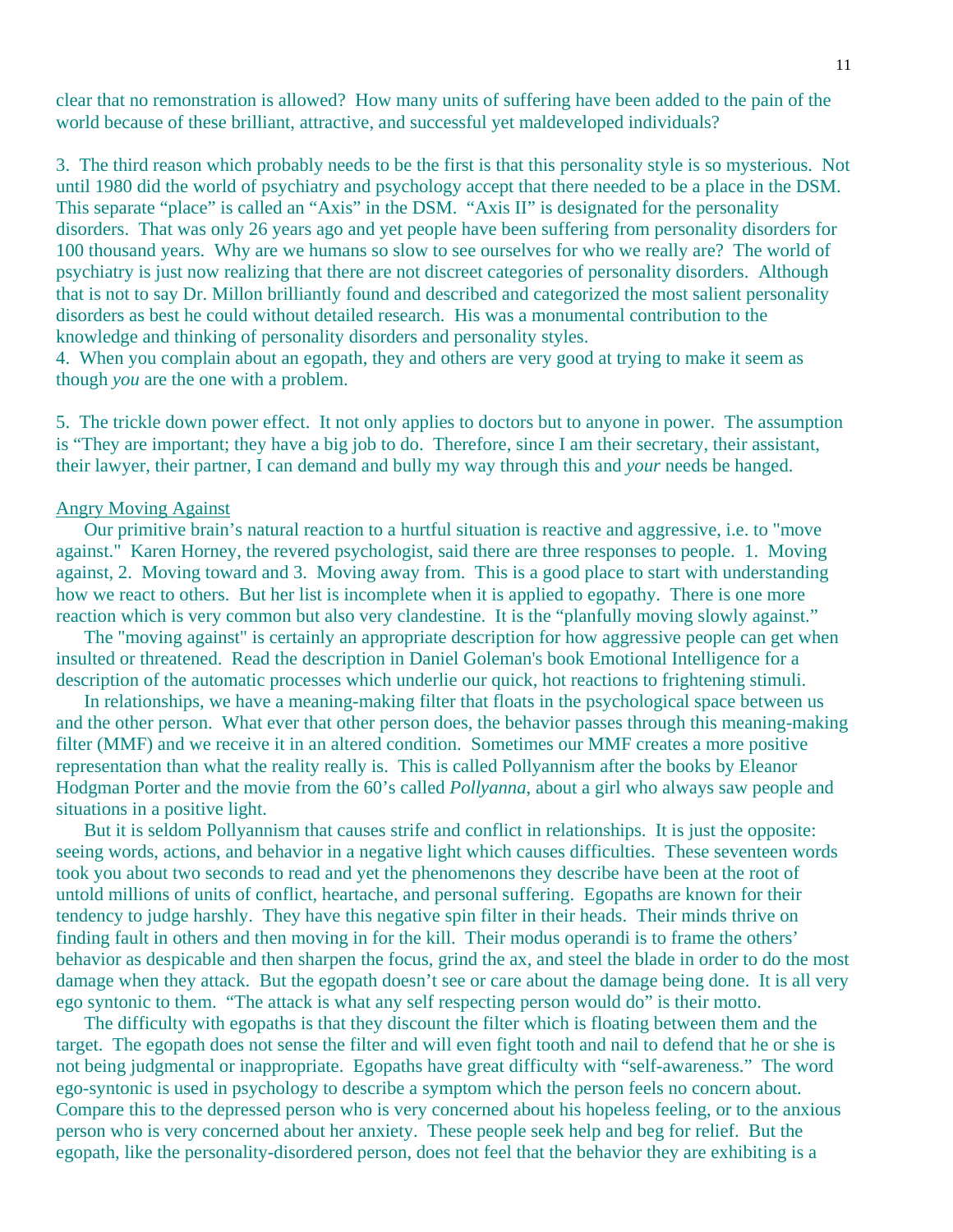clear that no remonstration is allowed? How many units of suffering have been added to the pain of the world because of these brilliant, attractive, and successful yet maldeveloped individuals?

3. The third reason which probably needs to be the first is that this personality style is so mysterious. Not until 1980 did the world of psychiatry and psychology accept that there needed to be a place in the DSM. This separate "place" is called an "Axis" in the DSM. "Axis II" is designated for the personality disorders. That was only 26 years ago and yet people have been suffering from personality disorders for 100 thousand years. Why are we humans so slow to see ourselves for who we really are? The world of psychiatry is just now realizing that there are not discreet categories of personality disorders. Although that is not to say Dr. Millon brilliantly found and described and categorized the most salient personality disorders as best he could without detailed research. His was a monumental contribution to the knowledge and thinking of personality disorders and personality styles.

4. When you complain about an egopath, they and others are very good at trying to make it seem as though *you* are the one with a problem.

5. The trickle down power effect. It not only applies to doctors but to anyone in power. The assumption is "They are important; they have a big job to do. Therefore, since I am their secretary, their assistant, their lawyer, their partner, I can demand and bully my way through this and *your* needs be hanged.

<u>Angry Moving Against</u>

Our primitive brain's natural reaction to a hurtful situation is reactive and aggressive, i.e. to "move against." Karen Horney, the revered psychologist, said there are three responses to people. 1. Moving against, 2. Moving toward and 3. Moving away from. This is a good place to start with understanding how we react to others. But her list is incomplete when it is applied to egopathy. There is one more reaction which is very common but also very clandestine. It is the "planfully moving slowly against."

The "moving against" is certainly an appropriate description for how aggressive people can get when insulted or threatened. Read the description in Daniel Goleman's book Emotional Intelligence for a description of the automatic processes which underlie our quick, hot reactions to frightening stimuli.

In relationships, we have a meaning-making filter that floats in the psychological space between us and the other person. What ever that other person does, the behavior passes through this meaning-making filter (MMF) and we receive it in an altered condition. Sometimes our MMF creates a more positive representation than what the reality really is. This is called Pollyannism after the books by Eleanor Hodgman Porter and the movie from the 60's called *Pollyanna*, about a girl who always saw people and situations in a positive light.

But it is seldom Pollyannism that causes strife and conflict in relationships. It is just the opposite: seeing words, actions, and behavior in a negative light which causes difficulties. These seventeen words took you about two seconds to read and yet the phenomenons they describe have been at the root of untold millions of units of conflict, heartache, and personal suffering. Egopaths are known for their tendency to judge harshly. They have this negative spin filter in their heads. Their minds thrive on finding fault in others and then moving in for the kill. Their modus operandi is to frame the others' behavior as despicable and then sharpen the focus, grind the ax, and steel the blade in order to do the most damage when they attack. But the egopath doesn't see or care about the damage being done. It is all very ego syntonic to them. "The attack is what any self respecting person would do" is their motto.

The difficulty with egopaths is that they discount the filter which is floating between them and the target. The egopath does not sense the filter and will even fight tooth and nail to defend that he or she is not being judgmental or inappropriate. Egopaths have great difficulty with "self-awareness." The word ego-syntonic is used in psychology to describe a symptom which the person feels no concern about. Compare this to the depressed person who is very concerned about his hopeless feeling, or to the anxious person who is very concerned about her anxiety. These people seek help and beg for relief. But the egopath, like the personality-disordered person, does not feel that the behavior they are exhibiting is a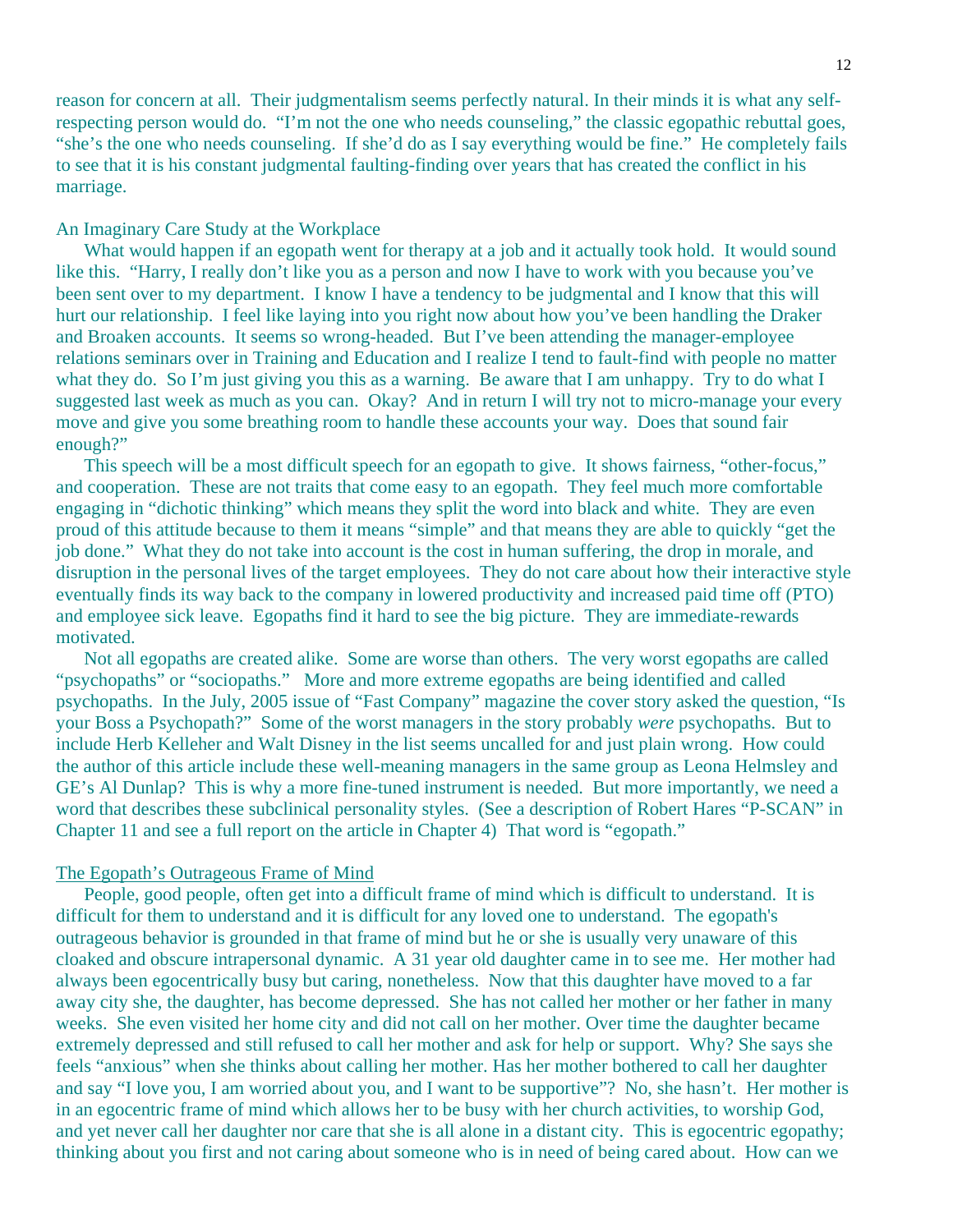reason for concern at all. Their judgmentalism seems perfectly natural. In their minds it is what any self-respecting person would do. "I'm not the one who needs counseling," the classic egopathic rebuttal goes, "she's the one who needs counseling. If she'd do as I say everything would be fine." He completely fails to see that it is his constant judgmental faulting-finding over years that has created the conflict in his marriage.

An Imaginary Care Study at the Workplace

What would happen if an egopath went for therapy at a job and it actually took hold. It would sound like this. "Harry, I really don't like you as a person and now I have to work with you because you've been sent over to my department. I know I have a tendency to be judgmental and I know that this will hurt our relationship. I feel like laying into you right now about how you've been handling the Draker and Broaken accounts. It seems so wrong-headed. But I've been attending the manager-employee relations seminars over in Training and Education and I realize I tend to fault-find with people no matter what they do. So I'm just giving you this as a warning. Be aware that I am unhappy. Try to do what I suggested last week as much as you can. Okay? And in return I will try not to micro-manage your every move and give you some breathing room to handle these accounts your way. Does that sound fair enough?"

This speech will be a most difficult speech for an egopath to give. It shows fairness, "other-focus," and cooperation. These are not traits that come easy to an egopath. They feel much more comfortable engaging in "dichotic thinking" which means they split the word into black and white. They are even proud of this attitude because to them it means "simple" and that means they are able to quickly "get the job done." What they do not take into account is the cost in human suffering, the drop in morale, and disruption in the personal lives of the target employees. They do not care about how their interactive style eventually finds its way back to the company in lowered productivity and increased paid time off (PTO) and employee sick leave. Egopaths find it hard to see the big picture. They are immediate-rewards motivated.

Not all egopaths are created alike. Some are worse than others. The very worst egopaths are called "psychopaths" or "sociopaths." More and more extreme egopaths are being identified and called psychopaths. In the July, 2005 issue of "Fast Company" magazine the cover story asked the question, "Is your Boss a Psychopath?" Some of the worst managers in the story probably *were* psychopaths. But to include Herb Kelleher and Walt Disney in the list seems uncalled for and just plain wrong. How could the author of this article include these well-meaning managers in the same group as Leona Helmsley and GE's Al Dunlap? This is why a more fine-tuned instrument is needed. But more importantly, we need a word that describes these subclinical personality styles. (See a description of Robert Hares "P-SCAN" in Chapter 11 and see a full report on the article in Chapter 4) That word is "egopath."

<u>The Egopath's Outrageous Frame of Mind</u>

People, good people, often get into a difficult frame of mind which is difficult to understand. It is difficult for them to understand and it is difficult for any loved one to understand. The egopath's outrageous behavior is grounded in that frame of mind but he or she is usually very unaware of this cloaked and obscure intrapersonal dynamic. A 31 year old daughter came in to see me. Her mother had always been egocentrically busy but caring, nonetheless. Now that this daughter have moved to a far away city she, the daughter, has become depressed. She has not called her mother or her father in many weeks. She even visited her home city and did not call on her mother. Over time the daughter became extremely depressed and still refused to call her mother and ask for help or support. Why? She says she feels "anxious" when she thinks about calling her mother. Has her mother bothered to call her daughter and say "I love you, I am worried about you, and I want to be supportive"? No, she hasn't. Her mother is in an egocentric frame of mind which allows her to be busy with her church activities, to worship God, and yet never call her daughter nor care that she is all alone in a distant city. This is egocentric egopathy; thinking about you first and not caring about someone who is in need of being cared about. How can we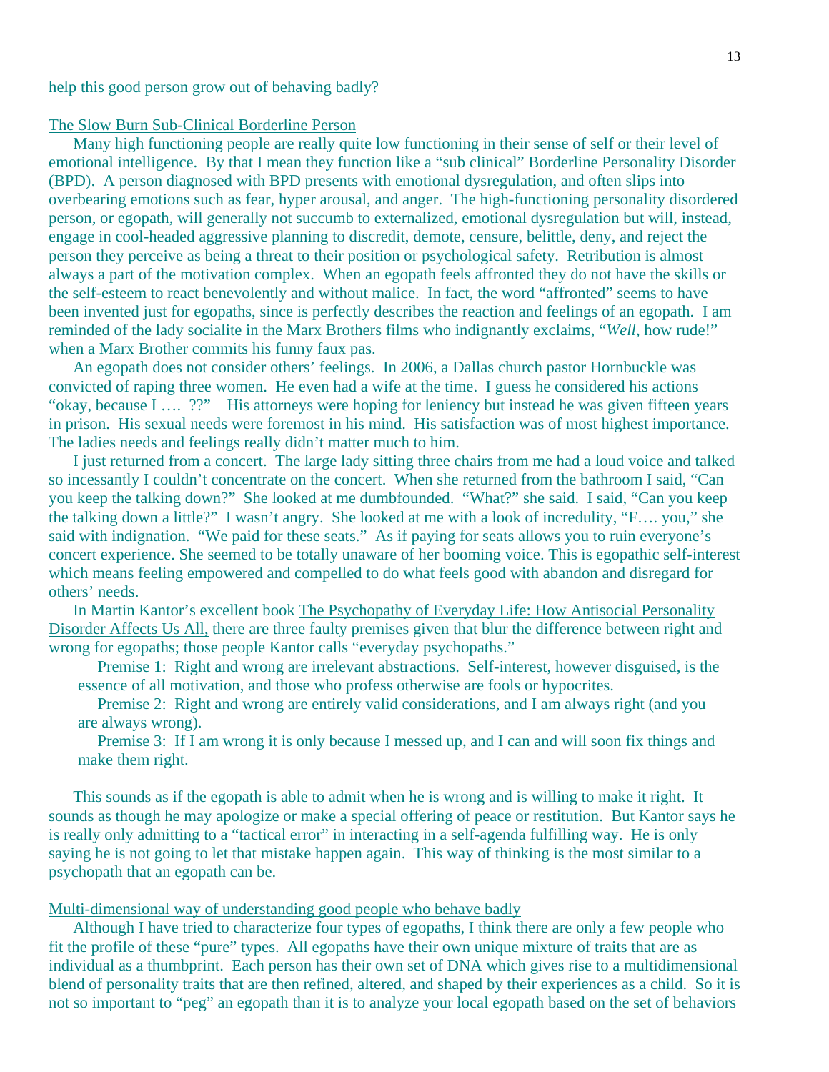help this good person grow out of behaving badly?

<u>The Slow Burn Sub-Clinical Borderline Person</u>

Many high functioning people are really quite low functioning in their sense of self or their level of emotional intelligence. By that I mean they function like a "sub clinical" Borderline Personality Disorder (BPD). A person diagnosed with BPD presents with emotional dysregulation, and often slips into overbearing emotions such as fear, hyper arousal, and anger. The high-functioning personality disordered person, or egopath, will generally not succumb to externalized, emotional dysregulation but will, instead, engage in cool-headed aggressive planning to discredit, demote, censure, belittle, deny, and reject the person they perceive as being a threat to their position or psychological safety. Retribution is almost always a part of the motivation complex. When an egopath feels affronted they do not have the skills or the self-esteem to react benevolently and without malice. In fact, the word "affronted" seems to have been invented just for egopaths, since is perfectly describes the reaction and feelings of an egopath. I am reminded of the lady socialite in the Marx Brothers films who indignantly exclaims, "*Well*, how rude!" when a Marx Brother commits his funny faux pas.

An egopath does not consider others' feelings. In 2006, a Dallas church pastor Hornbuckle was convicted of raping three women. He even had a wife at the time. I guess he considered his actions "okay, because I …. ??" His attorneys were hoping for leniency but instead he was given fifteen years in prison. His sexual needs were foremost in his mind. His satisfaction was of most highest importance. The ladies needs and feelings really didn't matter much to him.

I just returned from a concert. The large lady sitting three chairs from me had a loud voice and talked so incessantly I couldn't concentrate on the concert. When she returned from the bathroom I said, "Can you keep the talking down?" She looked at me dumbfounded. "What?" she said. I said, "Can you keep the talking down a little?" I wasn't angry. She looked at me with a look of incredulity, "F…. you," she said with indignation. "We paid for these seats." As if paying for seats allows you to ruin everyone's concert experience. She seemed to be totally unaware of her booming voice. This is egopathic self-interest which means feeling empowered and compelled to do what feels good with abandon and disregard for others' needs.

In Martin Kantor's excellent book <u>The Psychopathy of Everyday Life: How Antisocial Personality Disorder Affects Us All,</u> there are three faulty premises given that blur the difference between right and wrong for egopaths; those people Kantor calls "everyday psychopaths."

> Premise 1: Right and wrong are irrelevant abstractions. Self-interest, however disguised, is the essence of all motivation, and those who profess otherwise are fools or hypocrites.
>
> Premise 2: Right and wrong are entirely valid considerations, and I am always right (and you are always wrong).
>
> Premise 3: If I am wrong it is only because I messed up, and I can and will soon fix things and make them right.

This sounds as if the egopath is able to admit when he is wrong and is willing to make it right. It sounds as though he may apologize or make a special offering of peace or restitution. But Kantor says he is really only admitting to a "tactical error" in interacting in a self-agenda fulfilling way. He is only saying he is not going to let that mistake happen again. This way of thinking is the most similar to a psychopath that an egopath can be.

<u>Multi-dimensional way of understanding good people who behave badly</u>

Although I have tried to characterize four types of egopaths, I think there are only a few people who fit the profile of these "pure" types. All egopaths have their own unique mixture of traits that are as individual as a thumbprint. Each person has their own set of DNA which gives rise to a multidimensional blend of personality traits that are then refined, altered, and shaped by their experiences as a child. So it is not so important to "peg" an egopath than it is to analyze your local egopath based on the set of behaviors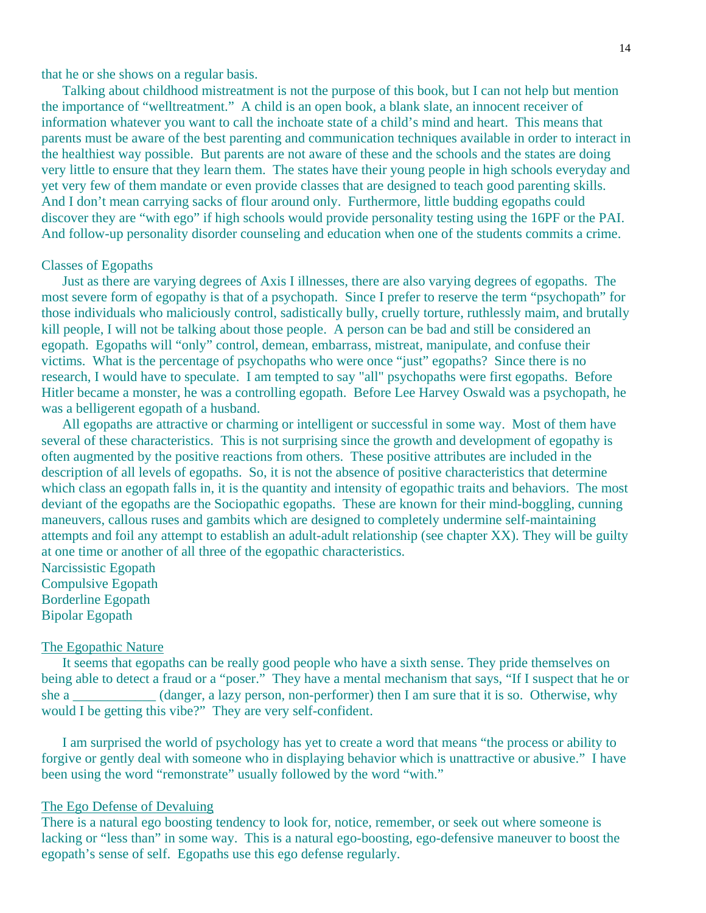that he or she shows on a regular basis.

Talking about childhood mistreatment is not the purpose of this book, but I can not help but mention the importance of "welltreatment." A child is an open book, a blank slate, an innocent receiver of information whatever you want to call the inchoate state of a child's mind and heart. This means that parents must be aware of the best parenting and communication techniques available in order to interact in the healthiest way possible. But parents are not aware of these and the schools and the states are doing very little to ensure that they learn them. The states have their young people in high schools everyday and yet very few of them mandate or even provide classes that are designed to teach good parenting skills. And I don't mean carrying sacks of flour around only. Furthermore, little budding egopaths could discover they are "with ego" if high schools would provide personality testing using the 16PF or the PAI. And follow-up personality disorder counseling and education when one of the students commits a crime.

## Classes of Egopaths

Just as there are varying degrees of Axis I illnesses, there are also varying degrees of egopaths. The most severe form of egopathy is that of a psychopath. Since I prefer to reserve the term "psychopath" for those individuals who maliciously control, sadistically bully, cruelly torture, ruthlessly maim, and brutally kill people, I will not be talking about those people. A person can be bad and still be considered an egopath. Egopaths will "only" control, demean, embarrass, mistreat, manipulate, and confuse their victims. What is the percentage of psychopaths who were once "just" egopaths? Since there is no research, I would have to speculate. I am tempted to say "all" psychopaths were first egopaths. Before Hitler became a monster, he was a controlling egopath. Before Lee Harvey Oswald was a psychopath, he was a belligerent egopath of a husband.

All egopaths are attractive or charming or intelligent or successful in some way. Most of them have several of these characteristics. This is not surprising since the growth and development of egopathy is often augmented by the positive reactions from others. These positive attributes are included in the description of all levels of egopaths. So, it is not the absence of positive characteristics that determine which class an egopath falls in, it is the quantity and intensity of egopathic traits and behaviors. The most deviant of the egopaths are the Sociopathic egopaths. These are known for their mind-boggling, cunning maneuvers, callous ruses and gambits which are designed to completely undermine self-maintaining attempts and foil any attempt to establish an adult-adult relationship (see chapter XX). They will be guilty at one time or another of all three of the egopathic characteristics.

Narcissistic Egopath
Compulsive Egopath
Borderline Egopath
Bipolar Egopath

## The Egopathic Nature

It seems that egopaths can be really good people who have a sixth sense. They pride themselves on being able to detect a fraud or a "poser." They have a mental mechanism that says, "If I suspect that he or she a ____________ (danger, a lazy person, non-performer) then I am sure that it is so. Otherwise, why would I be getting this vibe?" They are very self-confident.

I am surprised the world of psychology has yet to create a word that means "the process or ability to forgive or gently deal with someone who in displaying behavior which is unattractive or abusive." I have been using the word "remonstrate" usually followed by the word "with."

## The Ego Defense of Devaluing

There is a natural ego boosting tendency to look for, notice, remember, or seek out where someone is lacking or "less than" in some way. This is a natural ego-boosting, ego-defensive maneuver to boost the egopath's sense of self. Egopaths use this ego defense regularly.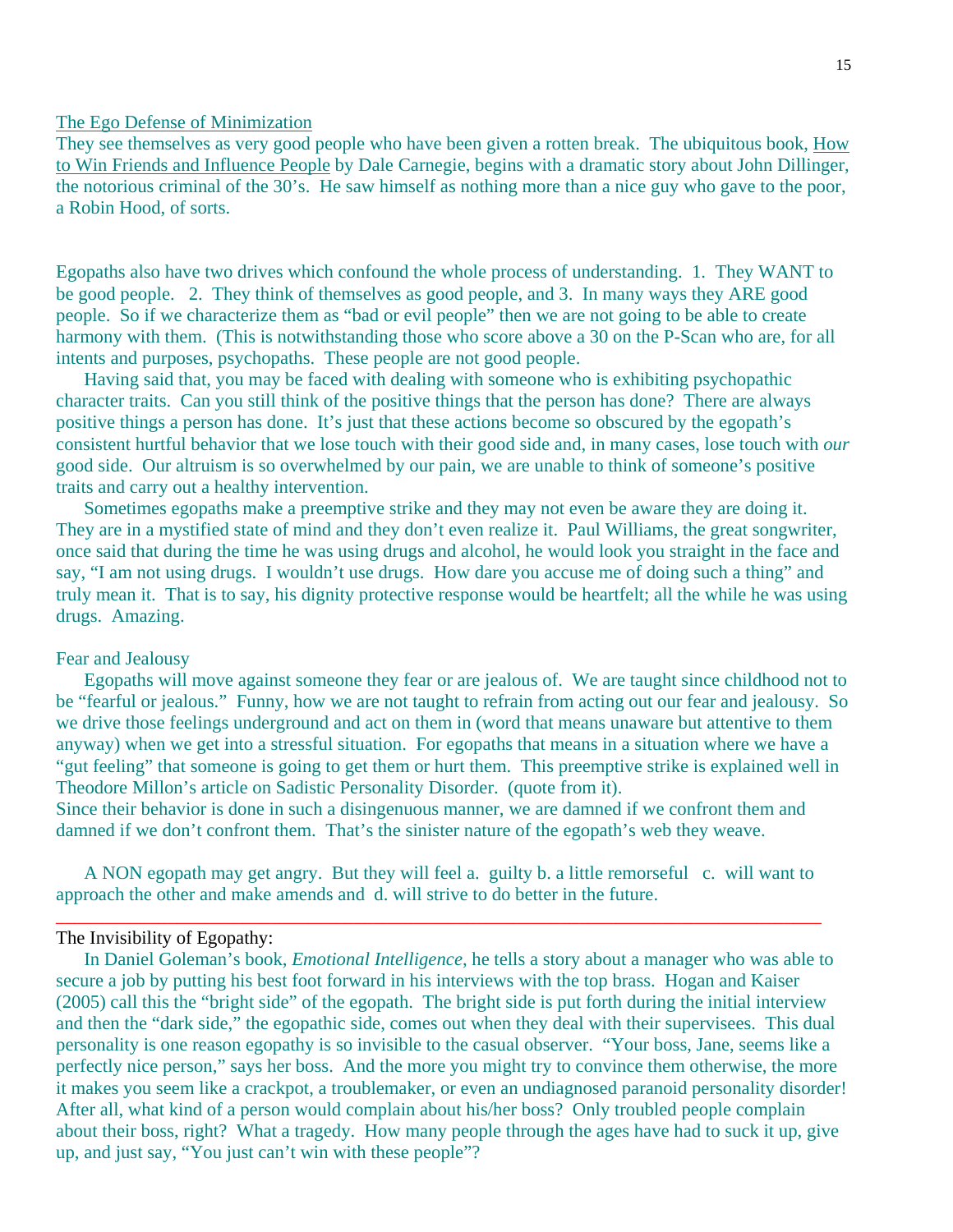The Ego Defense of Minimization

They see themselves as very good people who have been given a rotten break. The ubiquitous book, How to Win Friends and Influence People by Dale Carnegie, begins with a dramatic story about John Dillinger, the notorious criminal of the 30's. He saw himself as nothing more than a nice guy who gave to the poor, a Robin Hood, of sorts.

Egopaths also have two drives which confound the whole process of understanding. 1. They WANT to be good people. 2. They think of themselves as good people, and 3. In many ways they ARE good people. So if we characterize them as "bad or evil people" then we are not going to be able to create harmony with them. (This is notwithstanding those who score above a 30 on the P-Scan who are, for all intents and purposes, psychopaths. These people are not good people.

Having said that, you may be faced with dealing with someone who is exhibiting psychopathic character traits. Can you still think of the positive things that the person has done? There are always positive things a person has done. It's just that these actions become so obscured by the egopath's consistent hurtful behavior that we lose touch with their good side and, in many cases, lose touch with *our* good side. Our altruism is so overwhelmed by our pain, we are unable to think of someone's positive traits and carry out a healthy intervention.

Sometimes egopaths make a preemptive strike and they may not even be aware they are doing it. They are in a mystified state of mind and they don't even realize it. Paul Williams, the great songwriter, once said that during the time he was using drugs and alcohol, he would look you straight in the face and say, "I am not using drugs. I wouldn't use drugs. How dare you accuse me of doing such a thing" and truly mean it. That is to say, his dignity protective response would be heartfelt; all the while he was using drugs. Amazing.

Fear and Jealousy

Egopaths will move against someone they fear or are jealous of. We are taught since childhood not to be "fearful or jealous." Funny, how we are not taught to refrain from acting out our fear and jealousy. So we drive those feelings underground and act on them in (word that means unaware but attentive to them anyway) when we get into a stressful situation. For egopaths that means in a situation where we have a "gut feeling" that someone is going to get them or hurt them. This preemptive strike is explained well in Theodore Millon's article on Sadistic Personality Disorder. (quote from it).
Since their behavior is done in such a disingenuous manner, we are damned if we confront them and damned if we don't confront them. That's the sinister nature of the egopath's web they weave.

A NON egopath may get angry. But they will feel a. guilty b. a little remorseful c. will want to approach the other and make amends and d. will strive to do better in the future.

---

The Invisibility of Egopathy:

In Daniel Goleman's book, *Emotional Intelligence*, he tells a story about a manager who was able to secure a job by putting his best foot forward in his interviews with the top brass. Hogan and Kaiser (2005) call this the "bright side" of the egopath. The bright side is put forth during the initial interview and then the "dark side," the egopathic side, comes out when they deal with their supervisees. This dual personality is one reason egopathy is so invisible to the casual observer. "Your boss, Jane, seems like a perfectly nice person," says her boss. And the more you might try to convince them otherwise, the more it makes you seem like a crackpot, a troublemaker, or even an undiagnosed paranoid personality disorder! After all, what kind of a person would complain about his/her boss? Only troubled people complain about their boss, right? What a tragedy. How many people through the ages have had to suck it up, give up, and just say, "You just can't win with these people"?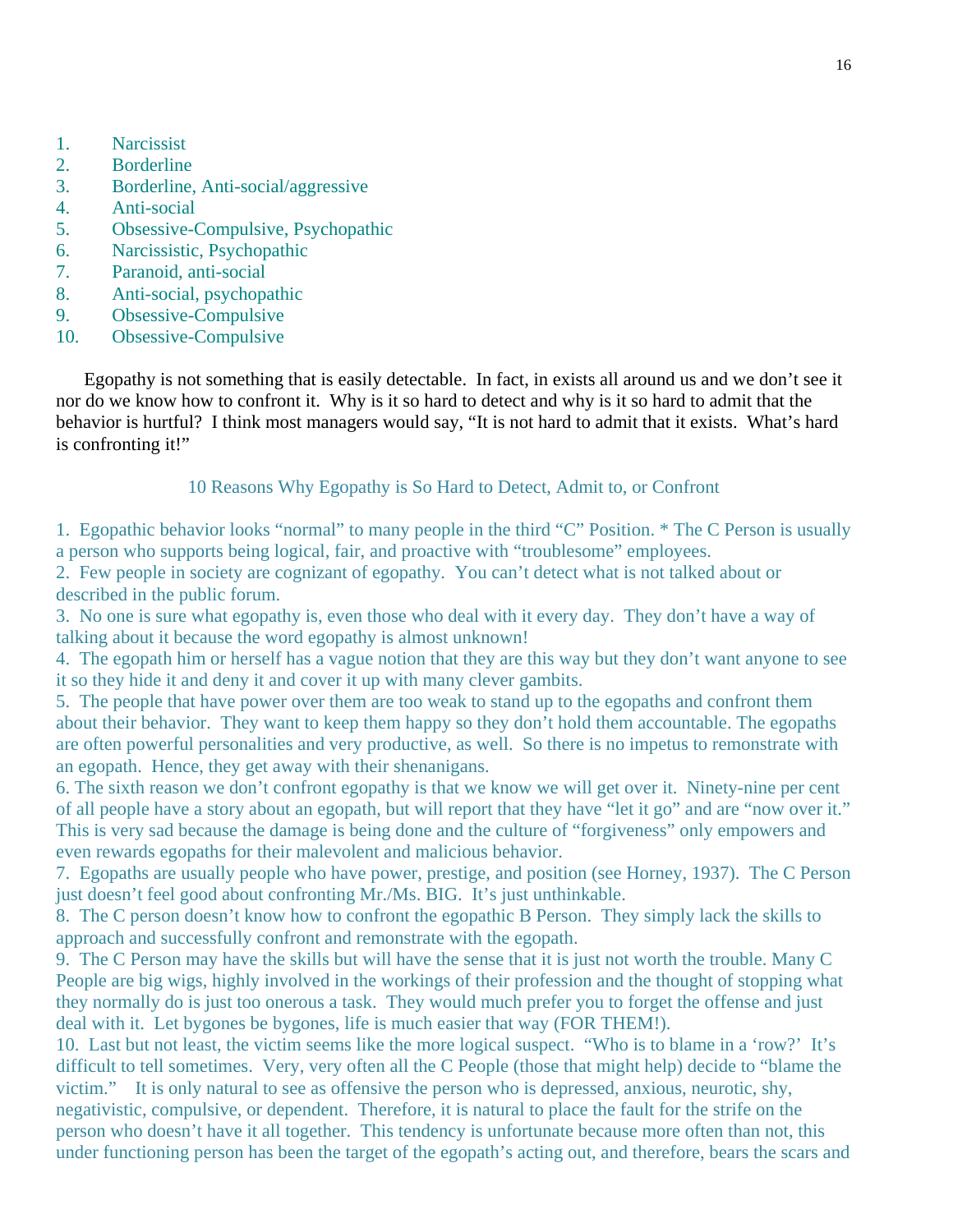1. Narcissist
2. Borderline
3. Borderline, Anti-social/aggressive
4. Anti-social
5. Obsessive-Compulsive, Psychopathic
6. Narcissistic, Psychopathic
7. Paranoid, anti-social
8. Anti-social, psychopathic
9. Obsessive-Compulsive
10. Obsessive-Compulsive

Egopathy is not something that is easily detectable. In fact, in exists all around us and we don't see it nor do we know how to confront it. Why is it so hard to detect and why is it so hard to admit that the behavior is hurtful? I think most managers would say, "It is not hard to admit that it exists. What's hard is confronting it!"

### 10 Reasons Why Egopathy is So Hard to Detect, Admit to, or Confront

1. Egopathic behavior looks "normal" to many people in the third "C" Position. * The C Person is usually a person who supports being logical, fair, and proactive with "troublesome" employees.
2. Few people in society are cognizant of egopathy. You can't detect what is not talked about or described in the public forum.
3. No one is sure what egopathy is, even those who deal with it every day. They don't have a way of talking about it because the word egopathy is almost unknown!
4. The egopath him or herself has a vague notion that they are this way but they don't want anyone to see it so they hide it and deny it and cover it up with many clever gambits.
5. The people that have power over them are too weak to stand up to the egopaths and confront them about their behavior. They want to keep them happy so they don't hold them accountable. The egopaths are often powerful personalities and very productive, as well. So there is no impetus to remonstrate with an egopath. Hence, they get away with their shenanigans.
6. The sixth reason we don't confront egopathy is that we know we will get over it. Ninety-nine per cent of all people have a story about an egopath, but will report that they have "let it go" and are "now over it." This is very sad because the damage is being done and the culture of "forgiveness" only empowers and even rewards egopaths for their malevolent and malicious behavior.
7. Egopaths are usually people who have power, prestige, and position (see Horney, 1937). The C Person just doesn't feel good about confronting Mr./Ms. BIG. It's just unthinkable.
8. The C person doesn't know how to confront the egopathic B Person. They simply lack the skills to approach and successfully confront and remonstrate with the egopath.
9. The C Person may have the skills but will have the sense that it is just not worth the trouble. Many C People are big wigs, highly involved in the workings of their profession and the thought of stopping what they normally do is just too onerous a task. They would much prefer you to forget the offense and just deal with it. Let bygones be bygones, life is much easier that way (FOR THEM!).
10. Last but not least, the victim seems like the more logical suspect. "Who is to blame in a 'row?' It's difficult to tell sometimes. Very, very often all the C People (those that might help) decide to "blame the victim." It is only natural to see as offensive the person who is depressed, anxious, neurotic, shy, negativistic, compulsive, or dependent. Therefore, it is natural to place the fault for the strife on the person who doesn't have it all together. This tendency is unfortunate because more often than not, this under functioning person has been the target of the egopath's acting out, and therefore, bears the scars and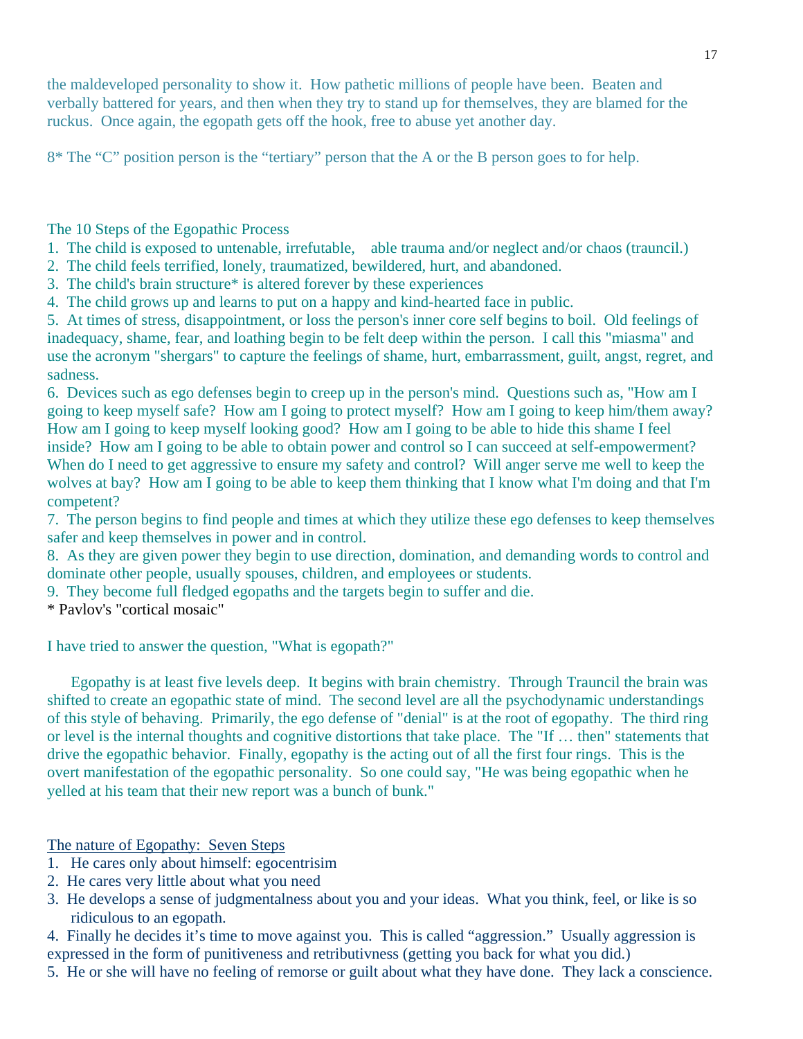the maldeveloped personality to show it. How pathetic millions of people have been. Beaten and verbally battered for years, and then when they try to stand up for themselves, they are blamed for the ruckus. Once again, the egopath gets off the hook, free to abuse yet another day.

8* The "C" position person is the "tertiary" person that the A or the B person goes to for help.

The 10 Steps of the Egopathic Process

1. The child is exposed to untenable, irrefutable,    able trauma and/or neglect and/or chaos (trauncil.)
2. The child feels terrified, lonely, traumatized, bewildered, hurt, and abandoned.
3. The child's brain structure* is altered forever by these experiences
4. The child grows up and learns to put on a happy and kind-hearted face in public.
5. At times of stress, disappointment, or loss the person's inner core self begins to boil. Old feelings of inadequacy, shame, fear, and loathing begin to be felt deep within the person. I call this "miasma" and use the acronym "shergars" to capture the feelings of shame, hurt, embarrassment, guilt, angst, regret, and sadness.
6. Devices such as ego defenses begin to creep up in the person's mind. Questions such as, "How am I going to keep myself safe? How am I going to protect myself? How am I going to keep him/them away? How am I going to keep myself looking good? How am I going to be able to hide this shame I feel inside? How am I going to be able to obtain power and control so I can succeed at self-empowerment? When do I need to get aggressive to ensure my safety and control? Will anger serve me well to keep the wolves at bay? How am I going to be able to keep them thinking that I know what I'm doing and that I'm competent?
7. The person begins to find people and times at which they utilize these ego defenses to keep themselves safer and keep themselves in power and in control.
8. As they are given power they begin to use direction, domination, and demanding words to control and dominate other people, usually spouses, children, and employees or students.
9. They become full fledged egopaths and the targets begin to suffer and die.

* Pavlov's "cortical mosaic"

I have tried to answer the question, "What is egopath?"

Egopathy is at least five levels deep. It begins with brain chemistry. Through Trauncil the brain was shifted to create an egopathic state of mind. The second level are all the psychodynamic understandings of this style of behaving. Primarily, the ego defense of "denial" is at the root of egopathy. The third ring or level is the internal thoughts and cognitive distortions that take place. The "If … then" statements that drive the egopathic behavior. Finally, egopathy is the acting out of all the first four rings. This is the overt manifestation of the egopathic personality. So one could say, "He was being egopathic when he yelled at his team that their new report was a bunch of bunk."

<u>The nature of Egopathy: Seven Steps</u>

1. He cares only about himself: egocentrisim
2. He cares very little about what you need
3. He develops a sense of judgmentalness about you and your ideas. What you think, feel, or like is so ridiculous to an egopath.
4. Finally he decides it's time to move against you. This is called "aggression." Usually aggression is expressed in the form of punitiveness and retributivness (getting you back for what you did.)
5. He or she will have no feeling of remorse or guilt about what they have done. They lack a conscience.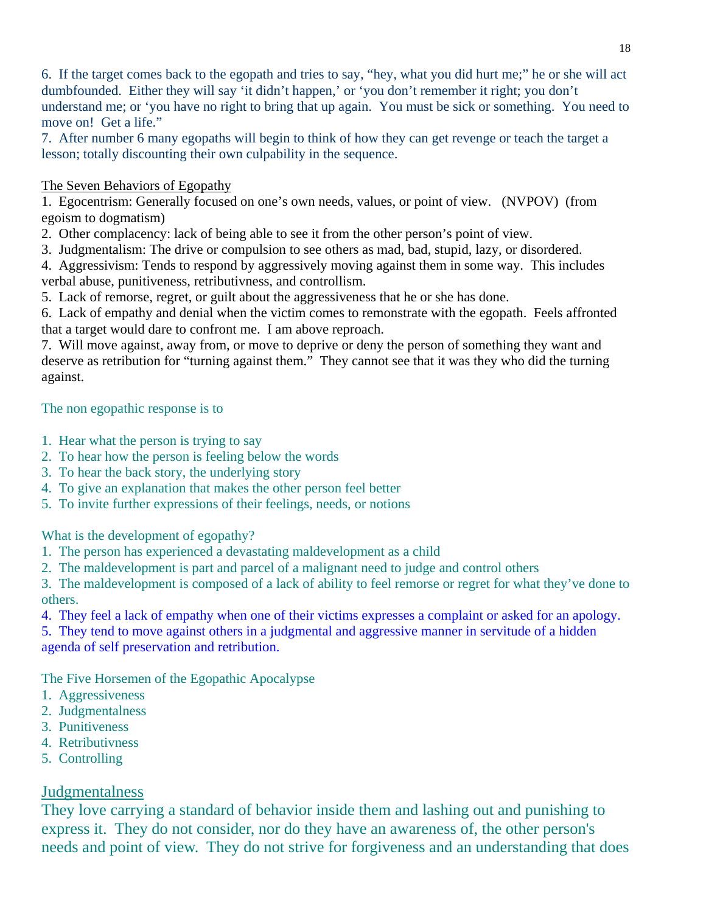6. If the target comes back to the egopath and tries to say, "hey, what you did hurt me;" he or she will act dumbfounded. Either they will say 'it didn't happen,' or 'you don't remember it right; you don't understand me; or 'you have no right to bring that up again. You must be sick or something. You need to move on! Get a life."
7. After number 6 many egopaths will begin to think of how they can get revenge or teach the target a lesson; totally discounting their own culpability in the sequence.

<u>The Seven Behaviors of Egopathy</u>

1. Egocentrism: Generally focused on one's own needs, values, or point of view. (NVPOV) (from egoism to dogmatism)
2. Other complacency: lack of being able to see it from the other person's point of view.
3. Judgmentalism: The drive or compulsion to see others as mad, bad, stupid, lazy, or disordered.
4. Aggressivism: Tends to respond by aggressively moving against them in some way. This includes verbal abuse, punitiveness, retributivness, and controllism.
5. Lack of remorse, regret, or guilt about the aggressiveness that he or she has done.
6. Lack of empathy and denial when the victim comes to remonstrate with the egopath. Feels affronted that a target would dare to confront me. I am above reproach.
7. Will move against, away from, or move to deprive or deny the person of something they want and deserve as retribution for "turning against them." They cannot see that it was they who did the turning against.

The non egopathic response is to

1. Hear what the person is trying to say
2. To hear how the person is feeling below the words
3. To hear the back story, the underlying story
4. To give an explanation that makes the other person feel better
5. To invite further expressions of their feelings, needs, or notions

What is the development of egopathy?

1. The person has experienced a devastating maldevelopment as a child
2. The maldevelopment is part and parcel of a malignant need to judge and control others
3. The maldevelopment is composed of a lack of ability to feel remorse or regret for what they've done to others.
4. They feel a lack of empathy when one of their victims expresses a complaint or asked for an apology.
5. They tend to move against others in a judgmental and aggressive manner in servitude of a hidden agenda of self preservation and retribution.

The Five Horsemen of the Egopathic Apocalypse

1. Aggressiveness
2. Judgmentalness
3. Punitiveness
4. Retributivness
5. Controlling

## <u>Judgmentalness</u>

They love carrying a standard of behavior inside them and lashing out and punishing to express it. They do not consider, nor do they have an awareness of, the other person's needs and point of view. They do not strive for forgiveness and an understanding that does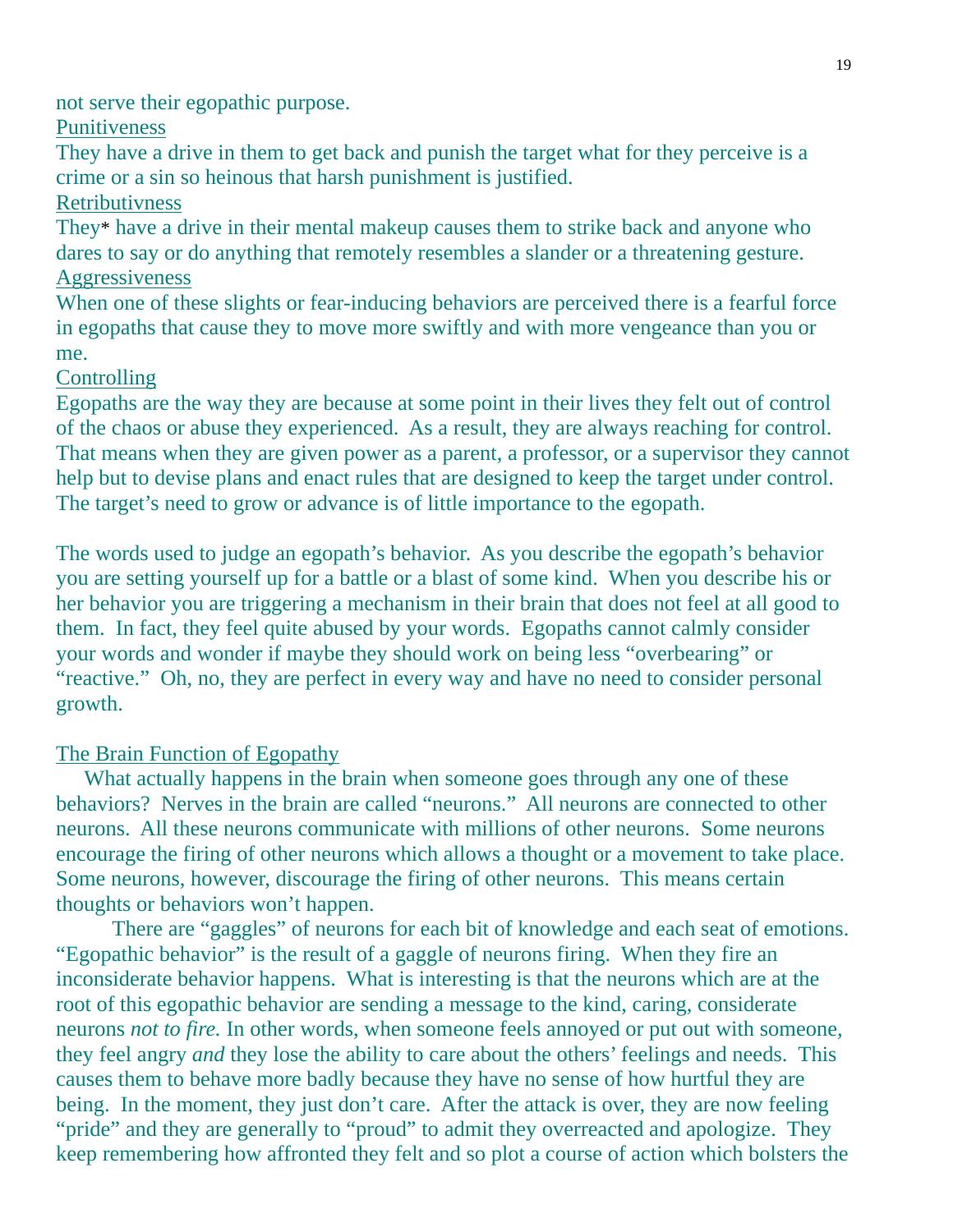not serve their egopathic purpose.

<u>Punitiveness</u>

They have a drive in them to get back and punish the target what for they perceive is a crime or a sin so heinous that harsh punishment is justified.

<u>Retributivness</u>

They* have a drive in their mental makeup causes them to strike back and anyone who dares to say or do anything that remotely resembles a slander or a threatening gesture.

<u>Aggressiveness</u>

When one of these slights or fear-inducing behaviors are perceived there is a fearful force in egopaths that cause they to move more swiftly and with more vengeance than you or me.

<u>Controlling</u>

Egopaths are the way they are because at some point in their lives they felt out of control of the chaos or abuse they experienced. As a result, they are always reaching for control. That means when they are given power as a parent, a professor, or a supervisor they cannot help but to devise plans and enact rules that are designed to keep the target under control. The target's need to grow or advance is of little importance to the egopath.

The words used to judge an egopath's behavior. As you describe the egopath's behavior you are setting yourself up for a battle or a blast of some kind. When you describe his or her behavior you are triggering a mechanism in their brain that does not feel at all good to them. In fact, they feel quite abused by your words. Egopaths cannot calmly consider your words and wonder if maybe they should work on being less "overbearing" or "reactive." Oh, no, they are perfect in every way and have no need to consider personal growth.

<u>The Brain Function of Egopathy</u>

What actually happens in the brain when someone goes through any one of these behaviors? Nerves in the brain are called "neurons." All neurons are connected to other neurons. All these neurons communicate with millions of other neurons. Some neurons encourage the firing of other neurons which allows a thought or a movement to take place. Some neurons, however, discourage the firing of other neurons. This means certain thoughts or behaviors won't happen.

There are "gaggles" of neurons for each bit of knowledge and each seat of emotions. "Egopathic behavior" is the result of a gaggle of neurons firing. When they fire an inconsiderate behavior happens. What is interesting is that the neurons which are at the root of this egopathic behavior are sending a message to the kind, caring, considerate neurons *not to fire.* In other words, when someone feels annoyed or put out with someone, they feel angry *and* they lose the ability to care about the others' feelings and needs. This causes them to behave more badly because they have no sense of how hurtful they are being. In the moment, they just don't care. After the attack is over, they are now feeling "pride" and they are generally to "proud" to admit they overreacted and apologize. They keep remembering how affronted they felt and so plot a course of action which bolsters the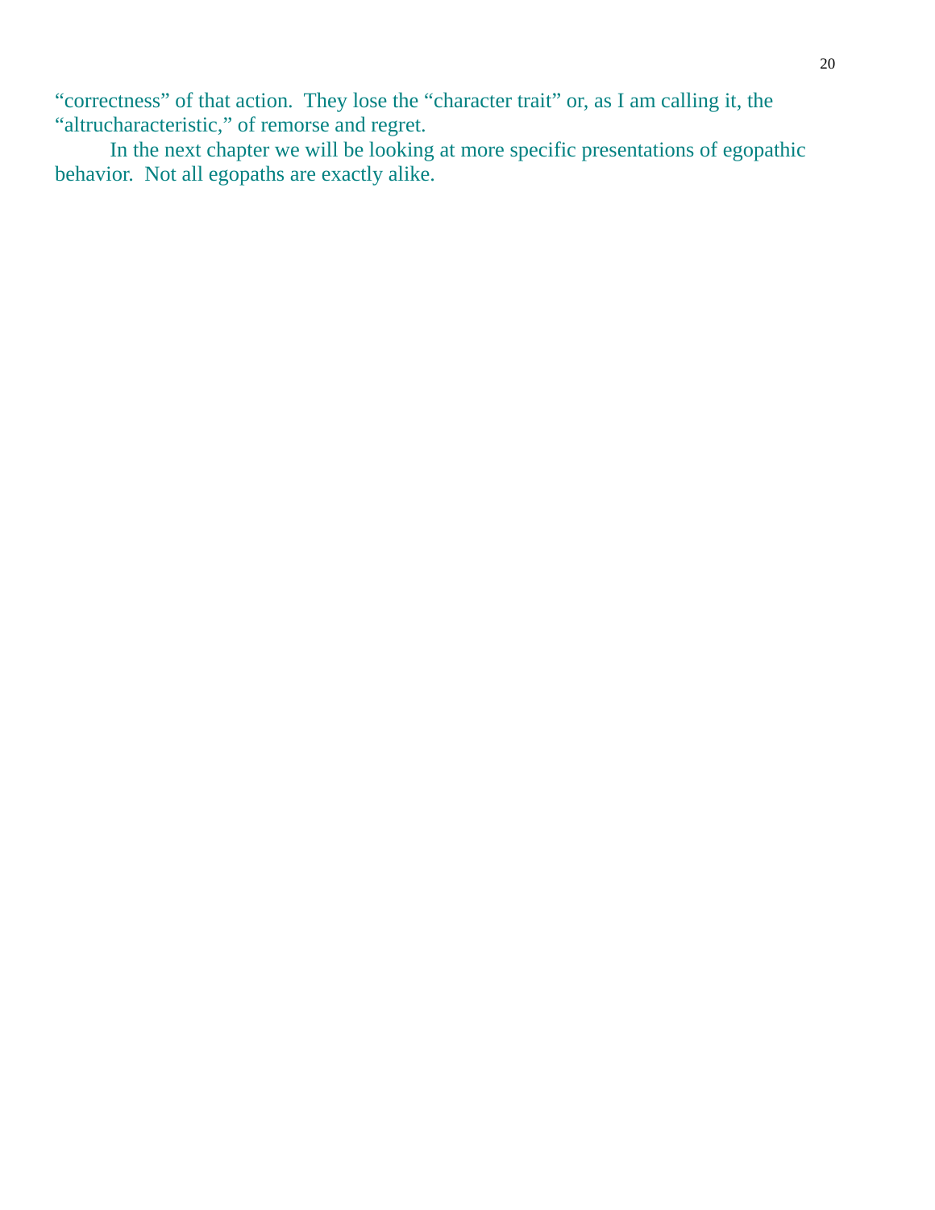"correctness" of that action. They lose the "character trait" or, as I am calling it, the "altrucharacteristic," of remorse and regret.

In the next chapter we will be looking at more specific presentations of egopathic behavior. Not all egopaths are exactly alike.